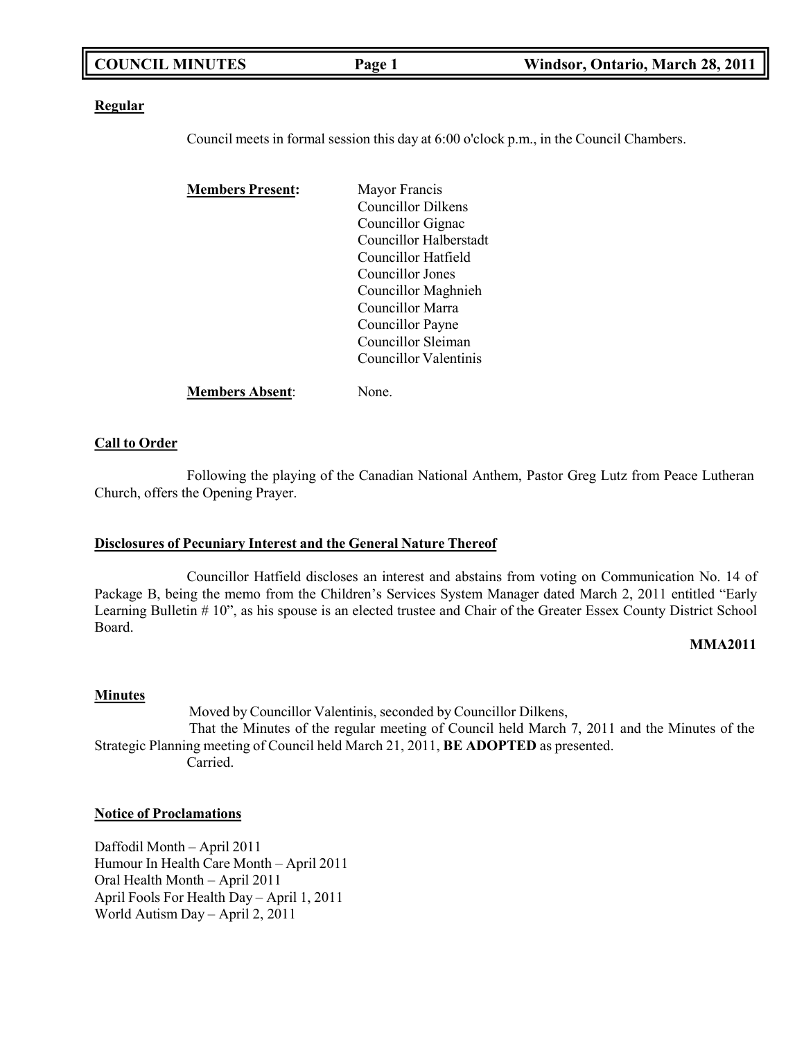**Regular**

Council meets in formal session this day at 6:00 o'clock p.m., in the Council Chambers.

**Members Present:**

Mayor Francis
Councillor Dilkens
Councillor Gignac
Councillor Halberstadt
Councillor Hatfield
Councillor Jones
Councillor Maghnieh
Councillor Marra
Councillor Payne
Councillor Sleiman
Councillor Valentinis

**Members Absent**: None.

**Call to Order**

Following the playing of the Canadian National Anthem, Pastor Greg Lutz from Peace Lutheran Church, offers the Opening Prayer.

**Disclosures of Pecuniary Interest and the General Nature Thereof**

Councillor Hatfield discloses an interest and abstains from voting on Communication No. 14 of Package B, being the memo from the Children's Services System Manager dated March 2, 2011 entitled "Early Learning Bulletin # 10", as his spouse is an elected trustee and Chair of the Greater Essex County District School Board.

**MMA2011**

**Minutes**

Moved by Councillor Valentinis, seconded by Councillor Dilkens,

That the Minutes of the regular meeting of Council held March 7, 2011 and the Minutes of the Strategic Planning meeting of Council held March 21, 2011, **BE ADOPTED** as presented.

Carried.

**Notice of Proclamations**

Daffodil Month – April 2011
Humour In Health Care Month – April 2011
Oral Health Month – April 2011
April Fools For Health Day – April 1, 2011
World Autism Day – April 2, 2011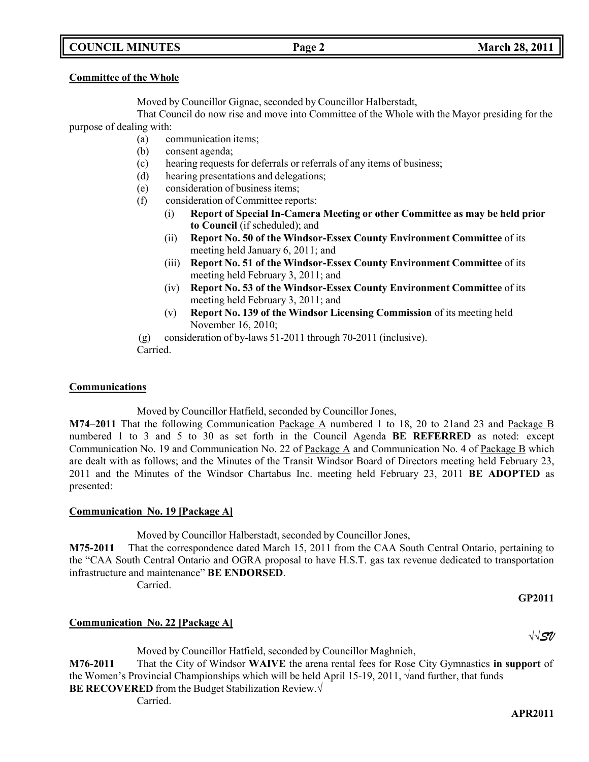**Committee of the Whole**

Moved by Councillor Gignac, seconded by Councillor Halberstadt,

That Council do now rise and move into Committee of the Whole with the Mayor presiding for the purpose of dealing with:

(a) communication items;
(b) consent agenda;
(c) hearing requests for deferrals or referrals of any items of business;
(d) hearing presentations and delegations;
(e) consideration of business items;
(f) consideration of Committee reports:
   (i) **Report of Special In-Camera Meeting or other Committee as may be held prior to Council** (if scheduled); and
   (ii) **Report No. 50 of the Windsor-Essex County Environment Committee** of its meeting held January 6, 2011; and
   (iii) **Report No. 51 of the Windsor-Essex County Environment Committee** of its meeting held February 3, 2011; and
   (iv) **Report No. 53 of the Windsor-Essex County Environment Committee** of its meeting held February 3, 2011; and
   (v) **Report No. 139 of the Windsor Licensing Commission** of its meeting held November 16, 2010;
(g) consideration of by-laws 51-2011 through 70-2011 (inclusive).

Carried.

**Communications**

Moved by Councillor Hatfield, seconded by Councillor Jones,

**M74–2011** That the following Communication Package A numbered 1 to 18, 20 to 21and 23 and Package B numbered 1 to 3 and 5 to 30 as set forth in the Council Agenda **BE REFERRED** as noted: except Communication No. 19 and Communication No. 22 of Package A and Communication No. 4 of Package B which are dealt with as follows; and the Minutes of the Transit Windsor Board of Directors meeting held February 23, 2011 and the Minutes of the Windsor Chartabus Inc. meeting held February 23, 2011 **BE ADOPTED** as presented:

**Communication No. 19 [Package A]**

Moved by Councillor Halberstadt, seconded by Councillor Jones,

**M75-2011** That the correspondence dated March 15, 2011 from the CAA South Central Ontario, pertaining to the "CAA South Central Ontario and OGRA proposal to have H.S.T. gas tax revenue dedicated to transportation infrastructure and maintenance" **BE ENDORSED**.

Carried.

**GP2011**

**Communication No. 22 [Package A]**

√√*SV*

Moved by Councillor Hatfield, seconded by Councillor Maghnieh,

**M76-2011** That the City of Windsor **WAIVE** the arena rental fees for Rose City Gymnastics **in support** of the Women's Provincial Championships which will be held April 15-19, 2011, √and further, that funds **BE RECOVERED** from the Budget Stabilization Review.√

Carried.

**APR2011**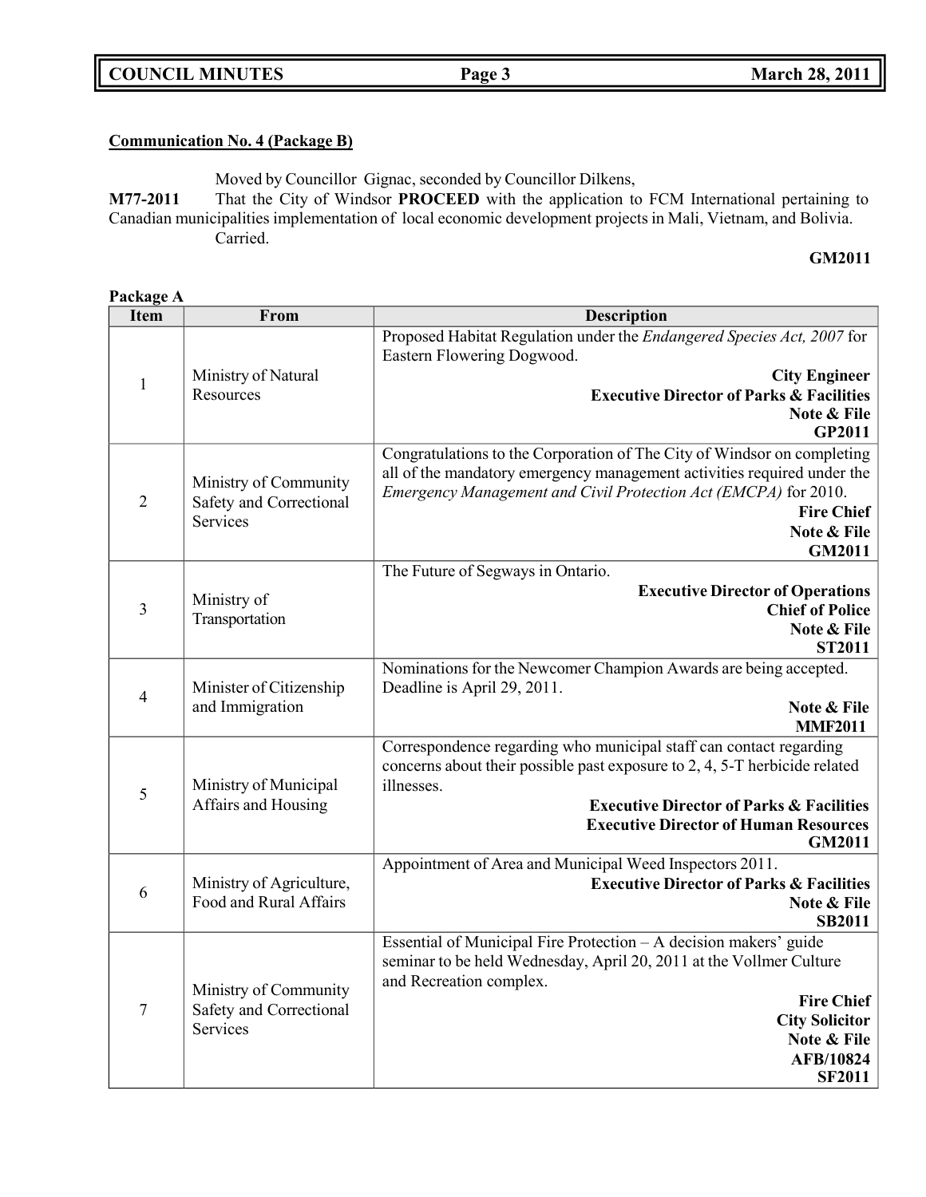**Communication No. 4 (Package B)**

Moved by Councillor Gignac, seconded by Councillor Dilkens,

**M77-2011** That the City of Windsor **PROCEED** with the application to FCM International pertaining to Canadian municipalities implementation of local economic development projects in Mali, Vietnam, and Bolivia.

Carried.

**GM2011**

**Package A**

| Item | From | Description |
|---|---|---|
| 1 | Ministry of Natural Resources | Proposed Habitat Regulation under the *Endangered Species Act, 2007* for Eastern Flowering Dogwood. **City Engineer** **Executive Director of Parks & Facilities** **Note & File** **GP2011** |
| 2 | Ministry of Community Safety and Correctional Services | Congratulations to the Corporation of The City of Windsor on completing all of the mandatory emergency management activities required under the *Emergency Management and Civil Protection Act (EMCPA)* for 2010. **Fire Chief** **Note & File** **GM2011** |
| 3 | Ministry of Transportation | The Future of Segways in Ontario. **Executive Director of Operations** **Chief of Police** **Note & File** **ST2011** |
| 4 | Minister of Citizenship and Immigration | Nominations for the Newcomer Champion Awards are being accepted. Deadline is April 29, 2011. **Note & File** **MMF2011** |
| 5 | Ministry of Municipal Affairs and Housing | Correspondence regarding who municipal staff can contact regarding concerns about their possible past exposure to 2, 4, 5-T herbicide related illnesses. **Executive Director of Parks & Facilities** **Executive Director of Human Resources** **GM2011** |
| 6 | Ministry of Agriculture, Food and Rural Affairs | Appointment of Area and Municipal Weed Inspectors 2011. **Executive Director of Parks & Facilities** **Note & File** **SB2011** |
| 7 | Ministry of Community Safety and Correctional Services | Essential of Municipal Fire Protection – A decision makers' guide seminar to be held Wednesday, April 20, 2011 at the Vollmer Culture and Recreation complex. **Fire Chief** **City Solicitor** **Note & File** **AFB/10824** **SF2011** |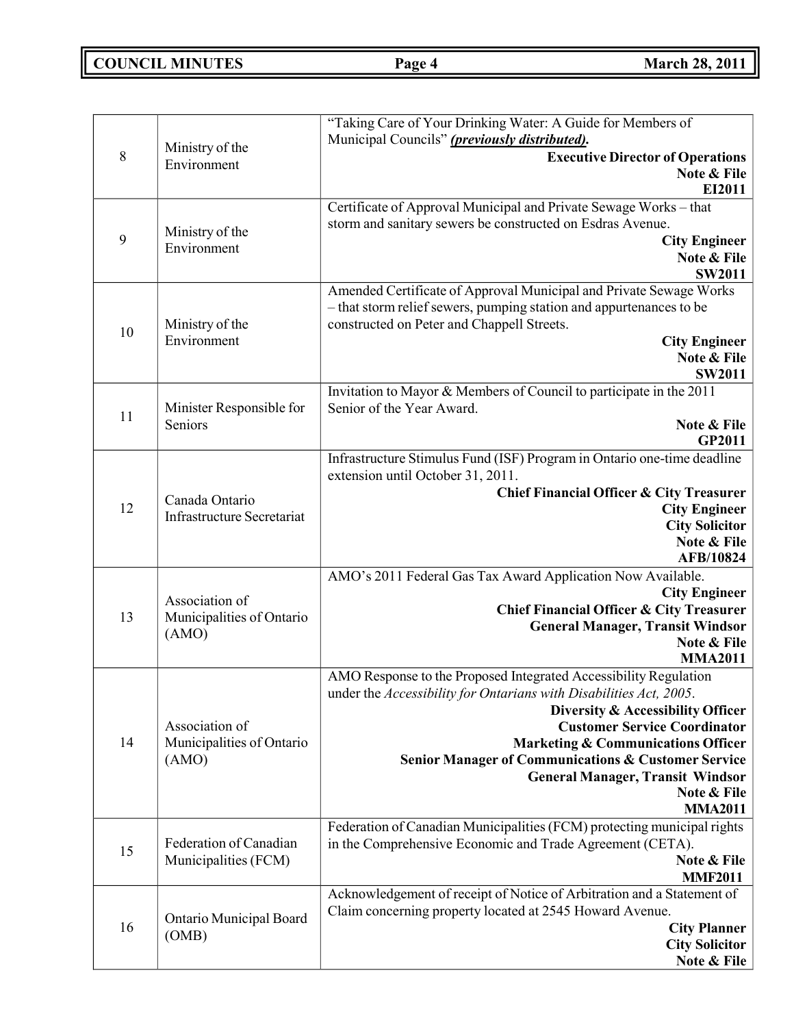| | | |
|---|---|---|
| 8 | Ministry of the Environment | "Taking Care of Your Drinking Water: A Guide for Members of Municipal Councils" ***previously distributed)***. **Executive Director of Operations** **Note & File** **EI2011** |
| 9 | Ministry of the Environment | Certificate of Approval Municipal and Private Sewage Works – that storm and sanitary sewers be constructed on Esdras Avenue. **City Engineer** **Note & File** **SW2011** |
| 10 | Ministry of the Environment | Amended Certificate of Approval Municipal and Private Sewage Works – that storm relief sewers, pumping station and appurtenances to be constructed on Peter and Chappell Streets. **City Engineer** **Note & File** **SW2011** |
| 11 | Minister Responsible for Seniors | Invitation to Mayor & Members of Council to participate in the 2011 Senior of the Year Award. **Note & File** **GP2011** |
| 12 | Canada Ontario Infrastructure Secretariat | Infrastructure Stimulus Fund (ISF) Program in Ontario one-time deadline extension until October 31, 2011. **Chief Financial Officer & City Treasurer** **City Engineer** **City Solicitor** **Note & File** **AFB/10824** |
| 13 | Association of Municipalities of Ontario (AMO) | AMO's 2011 Federal Gas Tax Award Application Now Available. **City Engineer** **Chief Financial Officer & City Treasurer** **General Manager, Transit Windsor** **Note & File** **MMA2011** |
| 14 | Association of Municipalities of Ontario (AMO) | AMO Response to the Proposed Integrated Accessibility Regulation under the *Accessibility for Ontarians with Disabilities Act, 2005*. **Diversity & Accessibility Officer** **Customer Service Coordinator** **Marketing & Communications Officer** **Senior Manager of Communications & Customer Service** **General Manager, Transit Windsor** **Note & File** **MMA2011** |
| 15 | Federation of Canadian Municipalities (FCM) | Federation of Canadian Municipalities (FCM) protecting municipal rights in the Comprehensive Economic and Trade Agreement (CETA). **Note & File** **MMF2011** |
| 16 | Ontario Municipal Board (OMB) | Acknowledgement of receipt of Notice of Arbitration and a Statement of Claim concerning property located at 2545 Howard Avenue. **City Planner** **City Solicitor** **Note & File** |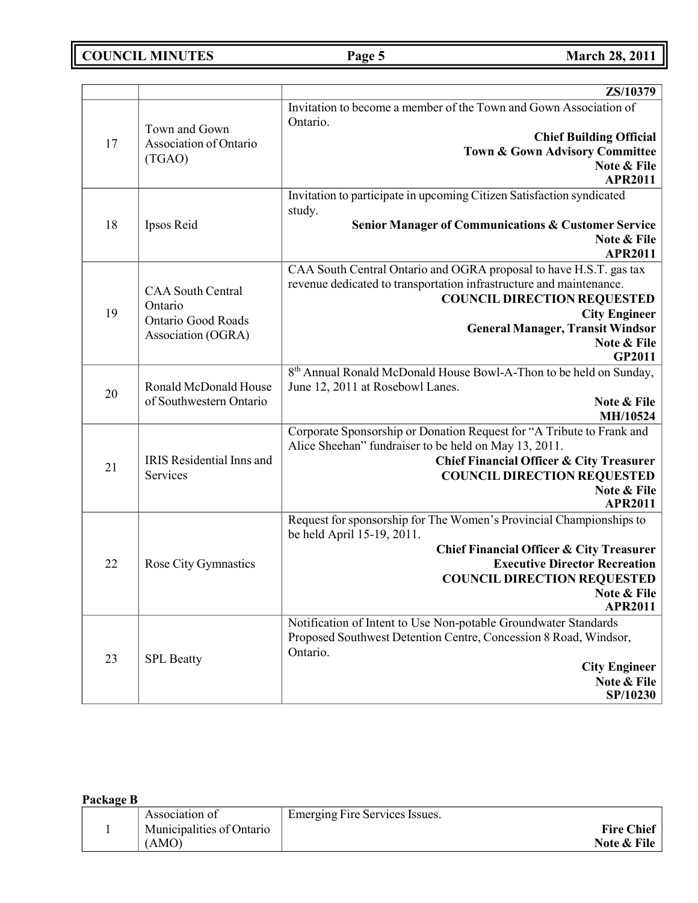| | | |
|---|---|---|
| | | **ZS/10379** |
| 17 | Town and Gown Association of Ontario (TGAO) | Invitation to become a member of the Town and Gown Association of Ontario. **Chief Building Official** **Town & Gown Advisory Committee** **Note & File** **APR2011** |
| 18 | Ipsos Reid | Invitation to participate in upcoming Citizen Satisfaction syndicated study. **Senior Manager of Communications & Customer Service** **Note & File** **APR2011** |
| 19 | CAA South Central Ontario Ontario Good Roads Association (OGRA) | CAA South Central Ontario and OGRA proposal to have H.S.T. gas tax revenue dedicated to transportation infrastructure and maintenance. **COUNCIL DIRECTION REQUESTED** **City Engineer** **General Manager, Transit Windsor** **Note & File** **GP2011** |
| 20 | Ronald McDonald House of Southwestern Ontario | 8th Annual Ronald McDonald House Bowl-A-Thon to be held on Sunday, June 12, 2011 at Rosebowl Lanes. **Note & File** **MH/10524** |
| 21 | IRIS Residential Inns and Services | Corporate Sponsorship or Donation Request for "A Tribute to Frank and Alice Sheehan" fundraiser to be held on May 13, 2011. **Chief Financial Officer & City Treasurer** **COUNCIL DIRECTION REQUESTED** **Note & File** **APR2011** |
| 22 | Rose City Gymnastics | Request for sponsorship for The Women's Provincial Championships to be held April 15-19, 2011. **Chief Financial Officer & City Treasurer** **Executive Director Recreation** **COUNCIL DIRECTION REQUESTED** **Note & File** **APR2011** |
| 23 | SPL Beatty | Notification of Intent to Use Non-potable Groundwater Standards Proposed Southwest Detention Centre, Concession 8 Road, Windsor, Ontario. **City Engineer** **Note & File** **SP/10230** |

**Package B**

| | | |
|---|---|---|
| 1 | Association of Municipalities of Ontario (AMO) | Emerging Fire Services Issues. **Fire Chief** **Note & File** |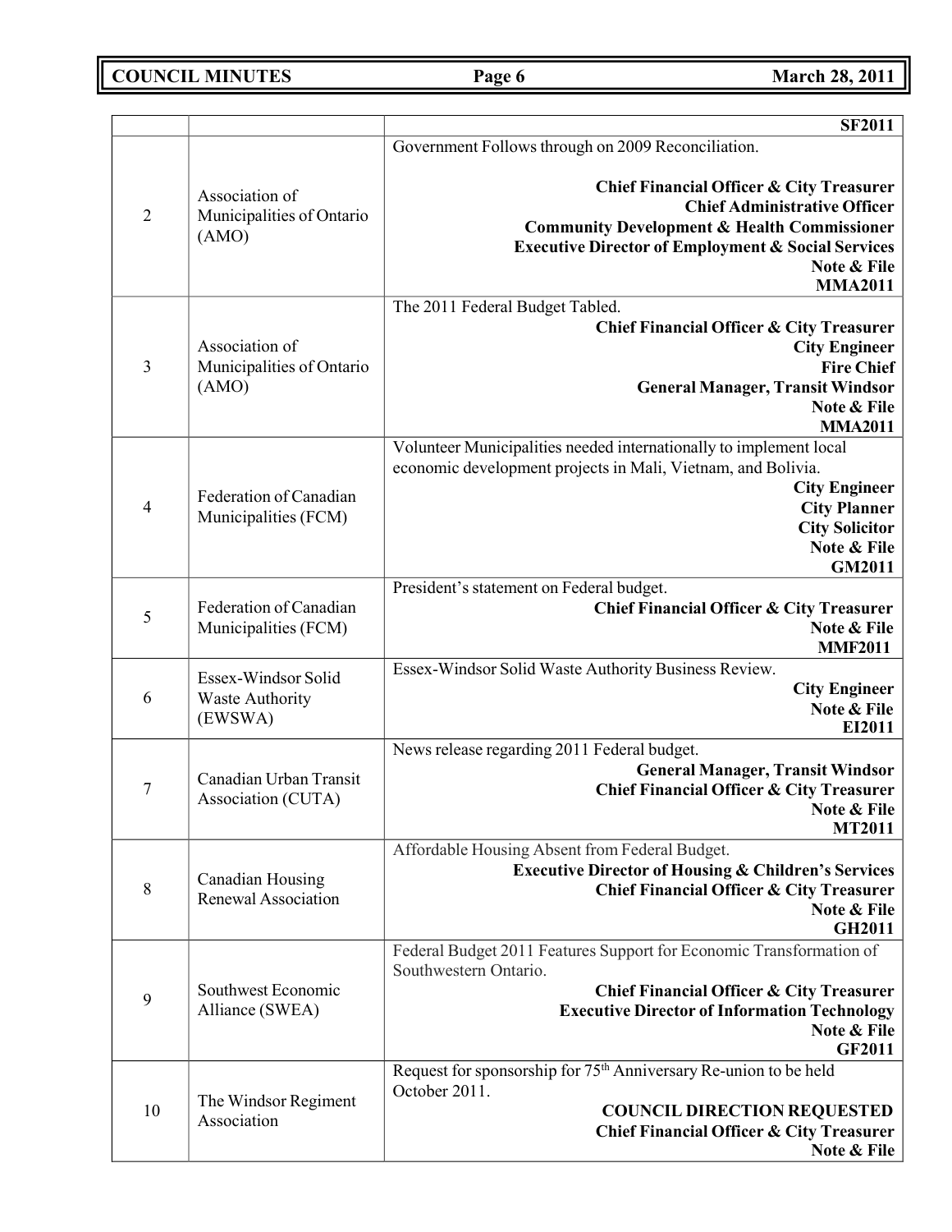| | | |
|---|---|---|
| | | **SF2011** |
| 2 | Association of Municipalities of Ontario (AMO) | Government Follows through on 2009 Reconciliation.<br><br>**Chief Financial Officer & City Treasurer**<br>**Chief Administrative Officer**<br>**Community Development & Health Commissioner**<br>**Executive Director of Employment & Social Services**<br>**Note & File**<br>**MMA2011** |
| 3 | Association of Municipalities of Ontario (AMO) | The 2011 Federal Budget Tabled.<br>**Chief Financial Officer & City Treasurer**<br>**City Engineer**<br>**Fire Chief**<br>**General Manager, Transit Windsor**<br>**Note & File**<br>**MMA2011** |
| 4 | Federation of Canadian Municipalities (FCM) | Volunteer Municipalities needed internationally to implement local economic development projects in Mali, Vietnam, and Bolivia.<br>**City Engineer**<br>**City Planner**<br>**City Solicitor**<br>**Note & File**<br>**GM2011** |
| 5 | Federation of Canadian Municipalities (FCM) | President's statement on Federal budget.<br>**Chief Financial Officer & City Treasurer**<br>**Note & File**<br>**MMF2011** |
| 6 | Essex-Windsor Solid Waste Authority (EWSWA) | Essex-Windsor Solid Waste Authority Business Review.<br>**City Engineer**<br>**Note & File**<br>**EI2011** |
| 7 | Canadian Urban Transit Association (CUTA) | News release regarding 2011 Federal budget.<br>**General Manager, Transit Windsor**<br>**Chief Financial Officer & City Treasurer**<br>**Note & File**<br>**MT2011** |
| 8 | Canadian Housing Renewal Association | Affordable Housing Absent from Federal Budget.<br>**Executive Director of Housing & Children's Services**<br>**Chief Financial Officer & City Treasurer**<br>**Note & File**<br>**GH2011** |
| 9 | Southwest Economic Alliance (SWEA) | Federal Budget 2011 Features Support for Economic Transformation of Southwestern Ontario.<br>**Chief Financial Officer & City Treasurer**<br>**Executive Director of Information Technology**<br>**Note & File**<br>**GF2011** |
| 10 | The Windsor Regiment Association | Request for sponsorship for 75th Anniversary Re-union to be held October 2011.<br>**COUNCIL DIRECTION REQUESTED**<br>**Chief Financial Officer & City Treasurer**<br>**Note & File** |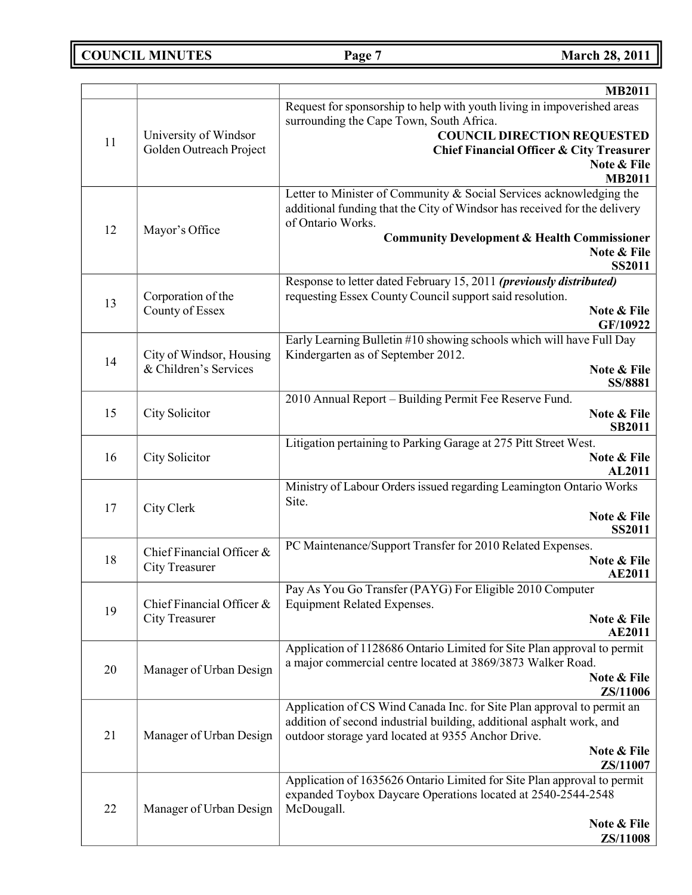| | | |
|---|---|---|
| | | **MB2011** |
| 11 | University of Windsor Golden Outreach Project | Request for sponsorship to help with youth living in impoverished areas surrounding the Cape Town, South Africa.<br>**COUNCIL DIRECTION REQUESTED**<br>**Chief Financial Officer & City Treasurer**<br>**Note & File**<br>**MB2011** |
| 12 | Mayor's Office | Letter to Minister of Community & Social Services acknowledging the additional funding that the City of Windsor has received for the delivery of Ontario Works.<br>**Community Development & Health Commissioner**<br>**Note & File**<br>**SS2011** |
| 13 | Corporation of the County of Essex | Response to letter dated February 15, 2011 ***(previously distributed)*** requesting Essex County Council support said resolution.<br>**Note & File**<br>**GF/10922** |
| 14 | City of Windsor, Housing & Children's Services | Early Learning Bulletin #10 showing schools which will have Full Day Kindergarten as of September 2012.<br>**Note & File**<br>**SS/8881** |
| 15 | City Solicitor | 2010 Annual Report – Building Permit Fee Reserve Fund.<br>**Note & File**<br>**SB2011** |
| 16 | City Solicitor | Litigation pertaining to Parking Garage at 275 Pitt Street West.<br>**Note & File**<br>**AL2011** |
| 17 | City Clerk | Ministry of Labour Orders issued regarding Leamington Ontario Works Site.<br>**Note & File**<br>**SS2011** |
| 18 | Chief Financial Officer & City Treasurer | PC Maintenance/Support Transfer for 2010 Related Expenses.<br>**Note & File**<br>**AE2011** |
| 19 | Chief Financial Officer & City Treasurer | Pay As You Go Transfer (PAYG) For Eligible 2010 Computer Equipment Related Expenses.<br>**Note & File**<br>**AE2011** |
| 20 | Manager of Urban Design | Application of 1128686 Ontario Limited for Site Plan approval to permit a major commercial centre located at 3869/3873 Walker Road.<br>**Note & File**<br>**ZS/11006** |
| 21 | Manager of Urban Design | Application of CS Wind Canada Inc. for Site Plan approval to permit an addition of second industrial building, additional asphalt work, and outdoor storage yard located at 9355 Anchor Drive.<br>**Note & File**<br>**ZS/11007** |
| 22 | Manager of Urban Design | Application of 1635626 Ontario Limited for Site Plan approval to permit expanded Toybox Daycare Operations located at 2540-2544-2548 McDougall.<br>**Note & File**<br>**ZS/11008** |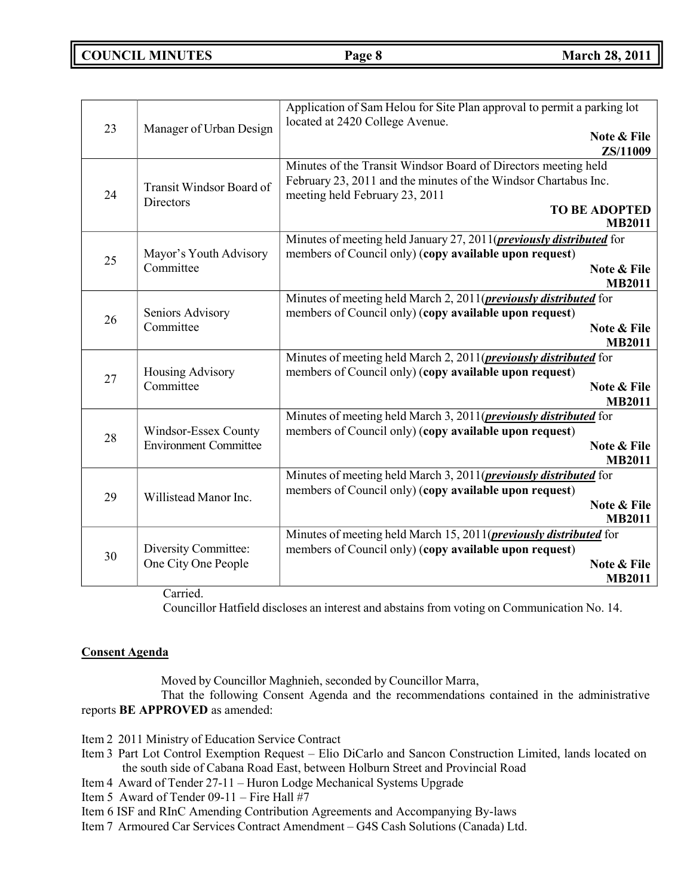| | | |
|---|---|---|
| 23 | Manager of Urban Design | Application of Sam Helou for Site Plan approval to permit a parking lot located at 2420 College Avenue. **Note & File ZS/11009** |
| 24 | Transit Windsor Board of Directors | Minutes of the Transit Windsor Board of Directors meeting held February 23, 2011 and the minutes of the Windsor Chartabus Inc. meeting held February 23, 2011 **TO BE ADOPTED MB2011** |
| 25 | Mayor's Youth Advisory Committee | Minutes of meeting held January 27, 2011(***previously distributed*** for members of Council only) (**copy available upon request**) **Note & File MB2011** |
| 26 | Seniors Advisory Committee | Minutes of meeting held March 2, 2011(***previously distributed*** for members of Council only) (**copy available upon request**) **Note & File MB2011** |
| 27 | Housing Advisory Committee | Minutes of meeting held March 2, 2011(***previously distributed*** for members of Council only) (**copy available upon request**) **Note & File MB2011** |
| 28 | Windsor-Essex County Environment Committee | Minutes of meeting held March 3, 2011(***previously distributed*** for members of Council only) (**copy available upon request**) **Note & File MB2011** |
| 29 | Willistead Manor Inc. | Minutes of meeting held March 3, 2011(***previously distributed*** for members of Council only) (**copy available upon request**) **Note & File MB2011** |
| 30 | Diversity Committee: One City One People | Minutes of meeting held March 15, 2011(***previously distributed*** for members of Council only) (**copy available upon request**) **Note & File MB2011** |

Carried.

Councillor Hatfield discloses an interest and abstains from voting on Communication No. 14.

**Consent Agenda**

Moved by Councillor Maghnieh, seconded by Councillor Marra,

That the following Consent Agenda and the recommendations contained in the administrative reports **BE APPROVED** as amended:

Item 2 2011 Ministry of Education Service Contract

Item 3 Part Lot Control Exemption Request – Elio DiCarlo and Sancon Construction Limited, lands located on the south side of Cabana Road East, between Holburn Street and Provincial Road

Item 4 Award of Tender 27-11 – Huron Lodge Mechanical Systems Upgrade

Item 5 Award of Tender 09-11 – Fire Hall #7

Item 6 ISF and RInC Amending Contribution Agreements and Accompanying By-laws

Item 7 Armoured Car Services Contract Amendment – G4S Cash Solutions (Canada) Ltd.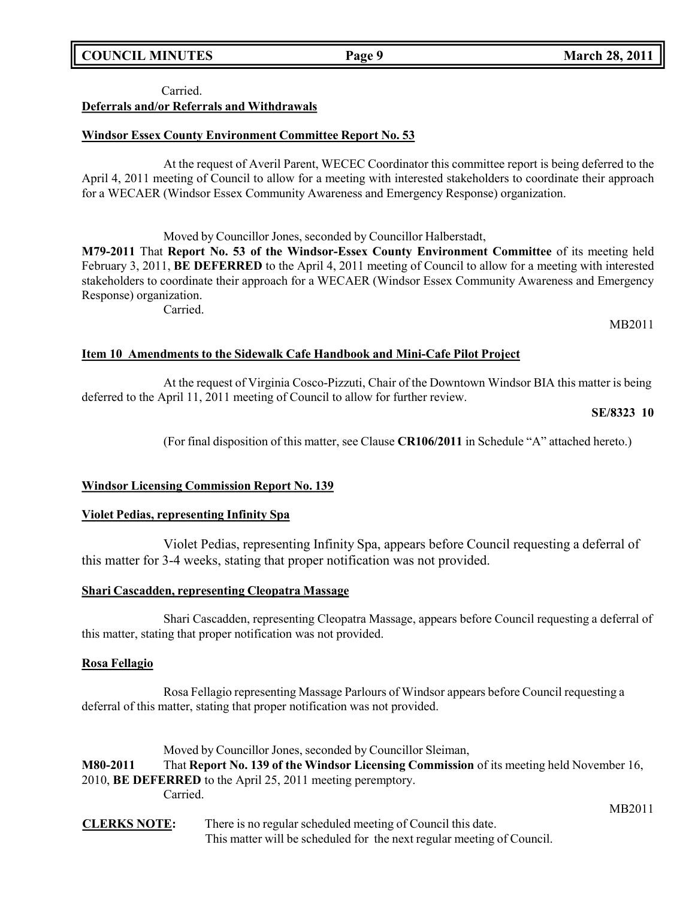Carried.

**Deferrals and/or Referrals and Withdrawals**

**Windsor Essex County Environment Committee Report No. 53**

At the request of Averil Parent, WECEC Coordinator this committee report is being deferred to the April 4, 2011 meeting of Council to allow for a meeting with interested stakeholders to coordinate their approach for a WECAER (Windsor Essex Community Awareness and Emergency Response) organization.

Moved by Councillor Jones, seconded by Councillor Halberstadt,

**M79-2011** That **Report No. 53 of the Windsor-Essex County Environment Committee** of its meeting held February 3, 2011, **BE DEFERRED** to the April 4, 2011 meeting of Council to allow for a meeting with interested stakeholders to coordinate their approach for a WECAER (Windsor Essex Community Awareness and Emergency Response) organization.

Carried.

MB2011

**Item 10 Amendments to the Sidewalk Cafe Handbook and Mini-Cafe Pilot Project**

At the request of Virginia Cosco-Pizzuti, Chair of the Downtown Windsor BIA this matter is being deferred to the April 11, 2011 meeting of Council to allow for further review.

**SE/8323 10**

(For final disposition of this matter, see Clause **CR106/2011** in Schedule "A" attached hereto.)

**Windsor Licensing Commission Report No. 139**

**Violet Pedias, representing Infinity Spa**

Violet Pedias, representing Infinity Spa, appears before Council requesting a deferral of this matter for 3-4 weeks, stating that proper notification was not provided.

**Shari Cascadden, representing Cleopatra Massage**

Shari Cascadden, representing Cleopatra Massage, appears before Council requesting a deferral of this matter, stating that proper notification was not provided.

**Rosa Fellagio**

Rosa Fellagio representing Massage Parlours of Windsor appears before Council requesting a deferral of this matter, stating that proper notification was not provided.

Moved by Councillor Jones, seconded by Councillor Sleiman,

**M80-2011** That **Report No. 139 of the Windsor Licensing Commission** of its meeting held November 16, 2010, **BE DEFERRED** to the April 25, 2011 meeting peremptory.

Carried.

MB2011

**CLERKS NOTE:** There is no regular scheduled meeting of Council this date. This matter will be scheduled for the next regular meeting of Council.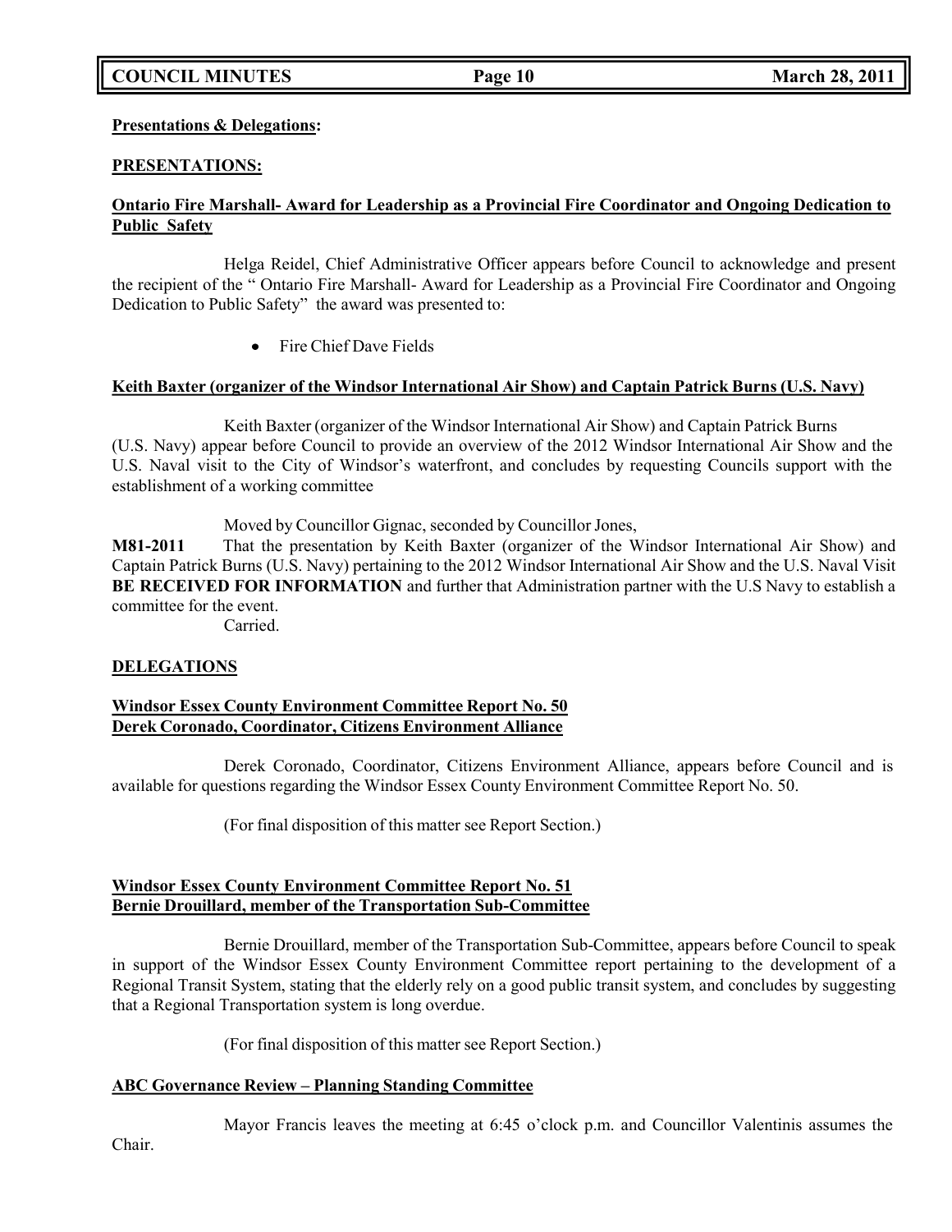**Presentations & Delegations:**

**PRESENTATIONS:**

**Ontario Fire Marshall- Award for Leadership as a Provincial Fire Coordinator and Ongoing Dedication to Public Safety**

Helga Reidel, Chief Administrative Officer appears before Council to acknowledge and present the recipient of the " Ontario Fire Marshall- Award for Leadership as a Provincial Fire Coordinator and Ongoing Dedication to Public Safety" the award was presented to:

- Fire Chief Dave Fields

**Keith Baxter (organizer of the Windsor International Air Show) and Captain Patrick Burns (U.S. Navy)**

Keith Baxter (organizer of the Windsor International Air Show) and Captain Patrick Burns (U.S. Navy) appear before Council to provide an overview of the 2012 Windsor International Air Show and the U.S. Naval visit to the City of Windsor's waterfront, and concludes by requesting Councils support with the establishment of a working committee

Moved by Councillor Gignac, seconded by Councillor Jones,

**M81-2011** That the presentation by Keith Baxter (organizer of the Windsor International Air Show) and Captain Patrick Burns (U.S. Navy) pertaining to the 2012 Windsor International Air Show and the U.S. Naval Visit **BE RECEIVED FOR INFORMATION** and further that Administration partner with the U.S Navy to establish a committee for the event.

Carried.

**DELEGATIONS**

**Windsor Essex County Environment Committee Report No. 50**
**Derek Coronado, Coordinator, Citizens Environment Alliance**

Derek Coronado, Coordinator, Citizens Environment Alliance, appears before Council and is available for questions regarding the Windsor Essex County Environment Committee Report No. 50.

(For final disposition of this matter see Report Section.)

**Windsor Essex County Environment Committee Report No. 51**
**Bernie Drouillard, member of the Transportation Sub-Committee**

Bernie Drouillard, member of the Transportation Sub-Committee, appears before Council to speak in support of the Windsor Essex County Environment Committee report pertaining to the development of a Regional Transit System, stating that the elderly rely on a good public transit system, and concludes by suggesting that a Regional Transportation system is long overdue.

(For final disposition of this matter see Report Section.)

**ABC Governance Review – Planning Standing Committee**

Mayor Francis leaves the meeting at 6:45 o'clock p.m. and Councillor Valentinis assumes the Chair.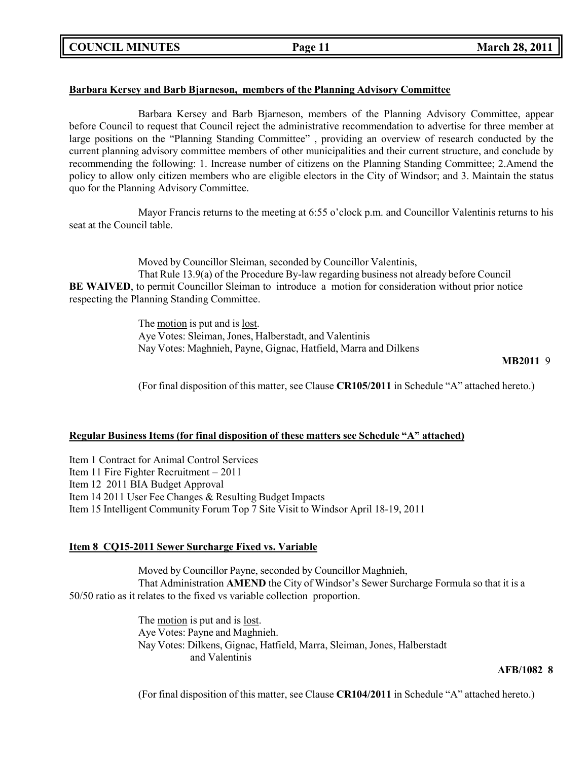**Barbara Kersey and Barb Bjarneson, members of the Planning Advisory Committee**

Barbara Kersey and Barb Bjarneson, members of the Planning Advisory Committee, appear before Council to request that Council reject the administrative recommendation to advertise for three member at large positions on the "Planning Standing Committee" , providing an overview of research conducted by the current planning advisory committee members of other municipalities and their current structure, and conclude by recommending the following: 1. Increase number of citizens on the Planning Standing Committee; 2.Amend the policy to allow only citizen members who are eligible electors in the City of Windsor; and 3. Maintain the status quo for the Planning Advisory Committee.

Mayor Francis returns to the meeting at 6:55 o'clock p.m. and Councillor Valentinis returns to his seat at the Council table.

Moved by Councillor Sleiman, seconded by Councillor Valentinis,
That Rule 13.9(a) of the Procedure By-law regarding business not already before Council **BE WAIVED**, to permit Councillor Sleiman to introduce a motion for consideration without prior notice respecting the Planning Standing Committee.

The motion is put and is lost.
Aye Votes: Sleiman, Jones, Halberstadt, and Valentinis
Nay Votes: Maghnieh, Payne, Gignac, Hatfield, Marra and Dilkens

**MB2011** 9

(For final disposition of this matter, see Clause **CR105/2011** in Schedule "A" attached hereto.)

**Regular Business Items (for final disposition of these matters see Schedule "A" attached)**

Item 1 Contract for Animal Control Services
Item 11 Fire Fighter Recruitment – 2011
Item 12 2011 BIA Budget Approval
Item 14 2011 User Fee Changes & Resulting Budget Impacts
Item 15 Intelligent Community Forum Top 7 Site Visit to Windsor April 18-19, 2011

**Item 8 CQ15-2011 Sewer Surcharge Fixed vs. Variable**

Moved by Councillor Payne, seconded by Councillor Maghnieh,
That Administration **AMEND** the City of Windsor's Sewer Surcharge Formula so that it is a 50/50 ratio as it relates to the fixed vs variable collection proportion.

The motion is put and is lost.
Aye Votes: Payne and Maghnieh.
Nay Votes: Dilkens, Gignac, Hatfield, Marra, Sleiman, Jones, Halberstadt and Valentinis

**AFB/1082 8**

(For final disposition of this matter, see Clause **CR104/2011** in Schedule "A" attached hereto.)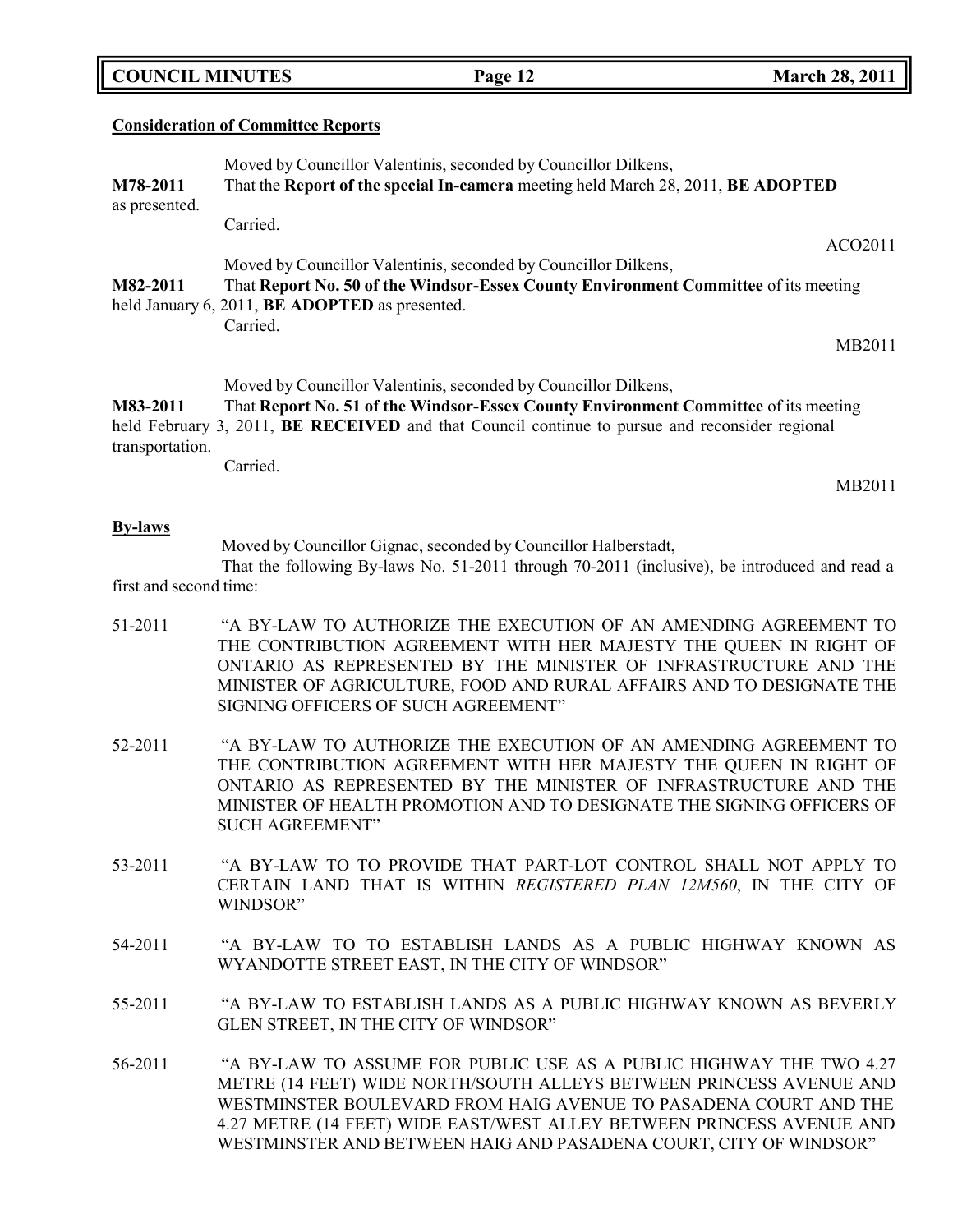## Consideration of Committee Reports

Moved by Councillor Valentinis, seconded by Councillor Dilkens,

**M78-2011** That the **Report of the special In-camera** meeting held March 28, 2011, **BE ADOPTED** as presented.

Carried.

ACO2011

Moved by Councillor Valentinis, seconded by Councillor Dilkens,

**M82-2011** That **Report No. 50 of the Windsor-Essex County Environment Committee** of its meeting held January 6, 2011, **BE ADOPTED** as presented.

Carried.

MB2011

Moved by Councillor Valentinis, seconded by Councillor Dilkens,

**M83-2011** That **Report No. 51 of the Windsor-Essex County Environment Committee** of its meeting held February 3, 2011, **BE RECEIVED** and that Council continue to pursue and reconsider regional transportation.

Carried.

MB2011

## By-laws

Moved by Councillor Gignac, seconded by Councillor Halberstadt,

That the following By-laws No. 51-2011 through 70-2011 (inclusive), be introduced and read a first and second time:

51-2011 "A BY-LAW TO AUTHORIZE THE EXECUTION OF AN AMENDING AGREEMENT TO THE CONTRIBUTION AGREEMENT WITH HER MAJESTY THE QUEEN IN RIGHT OF ONTARIO AS REPRESENTED BY THE MINISTER OF INFRASTRUCTURE AND THE MINISTER OF AGRICULTURE, FOOD AND RURAL AFFAIRS AND TO DESIGNATE THE SIGNING OFFICERS OF SUCH AGREEMENT"

52-2011 "A BY-LAW TO AUTHORIZE THE EXECUTION OF AN AMENDING AGREEMENT TO THE CONTRIBUTION AGREEMENT WITH HER MAJESTY THE QUEEN IN RIGHT OF ONTARIO AS REPRESENTED BY THE MINISTER OF INFRASTRUCTURE AND THE MINISTER OF HEALTH PROMOTION AND TO DESIGNATE THE SIGNING OFFICERS OF SUCH AGREEMENT"

53-2011 "A BY-LAW TO TO PROVIDE THAT PART-LOT CONTROL SHALL NOT APPLY TO CERTAIN LAND THAT IS WITHIN *REGISTERED PLAN 12M560*, IN THE CITY OF WINDSOR"

54-2011 "A BY-LAW TO TO ESTABLISH LANDS AS A PUBLIC HIGHWAY KNOWN AS WYANDOTTE STREET EAST, IN THE CITY OF WINDSOR"

55-2011 "A BY-LAW TO ESTABLISH LANDS AS A PUBLIC HIGHWAY KNOWN AS BEVERLY GLEN STREET, IN THE CITY OF WINDSOR"

56-2011 "A BY-LAW TO ASSUME FOR PUBLIC USE AS A PUBLIC HIGHWAY THE TWO 4.27 METRE (14 FEET) WIDE NORTH/SOUTH ALLEYS BETWEEN PRINCESS AVENUE AND WESTMINSTER BOULEVARD FROM HAIG AVENUE TO PASADENA COURT AND THE 4.27 METRE (14 FEET) WIDE EAST/WEST ALLEY BETWEEN PRINCESS AVENUE AND WESTMINSTER AND BETWEEN HAIG AND PASADENA COURT, CITY OF WINDSOR"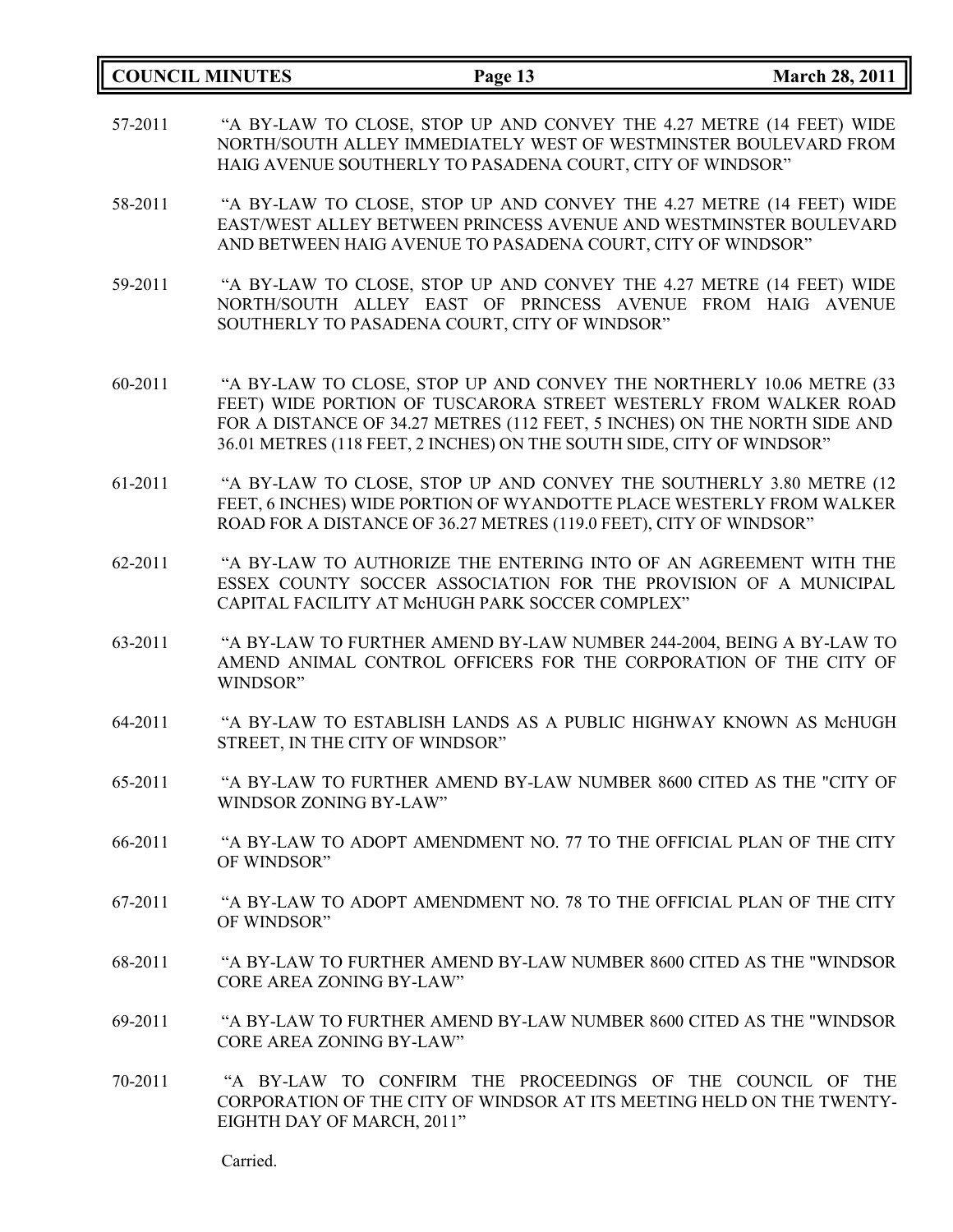57-2011 "A BY-LAW TO CLOSE, STOP UP AND CONVEY THE 4.27 METRE (14 FEET) WIDE NORTH/SOUTH ALLEY IMMEDIATELY WEST OF WESTMINSTER BOULEVARD FROM HAIG AVENUE SOUTHERLY TO PASADENA COURT, CITY OF WINDSOR"

58-2011 "A BY-LAW TO CLOSE, STOP UP AND CONVEY THE 4.27 METRE (14 FEET) WIDE EAST/WEST ALLEY BETWEEN PRINCESS AVENUE AND WESTMINSTER BOULEVARD AND BETWEEN HAIG AVENUE TO PASADENA COURT, CITY OF WINDSOR"

59-2011 "A BY-LAW TO CLOSE, STOP UP AND CONVEY THE 4.27 METRE (14 FEET) WIDE NORTH/SOUTH ALLEY EAST OF PRINCESS AVENUE FROM HAIG AVENUE SOUTHERLY TO PASADENA COURT, CITY OF WINDSOR"

60-2011 "A BY-LAW TO CLOSE, STOP UP AND CONVEY THE NORTHERLY 10.06 METRE (33 FEET) WIDE PORTION OF TUSCARORA STREET WESTERLY FROM WALKER ROAD FOR A DISTANCE OF 34.27 METRES (112 FEET, 5 INCHES) ON THE NORTH SIDE AND 36.01 METRES (118 FEET, 2 INCHES) ON THE SOUTH SIDE, CITY OF WINDSOR"

61-2011 "A BY-LAW TO CLOSE, STOP UP AND CONVEY THE SOUTHERLY 3.80 METRE (12 FEET, 6 INCHES) WIDE PORTION OF WYANDOTTE PLACE WESTERLY FROM WALKER ROAD FOR A DISTANCE OF 36.27 METRES (119.0 FEET), CITY OF WINDSOR"

62-2011 "A BY-LAW TO AUTHORIZE THE ENTERING INTO OF AN AGREEMENT WITH THE ESSEX COUNTY SOCCER ASSOCIATION FOR THE PROVISION OF A MUNICIPAL CAPITAL FACILITY AT McHUGH PARK SOCCER COMPLEX"

63-2011 "A BY-LAW TO FURTHER AMEND BY-LAW NUMBER 244-2004, BEING A BY-LAW TO AMEND ANIMAL CONTROL OFFICERS FOR THE CORPORATION OF THE CITY OF WINDSOR"

64-2011 "A BY-LAW TO ESTABLISH LANDS AS A PUBLIC HIGHWAY KNOWN AS McHUGH STREET, IN THE CITY OF WINDSOR"

65-2011 "A BY-LAW TO FURTHER AMEND BY-LAW NUMBER 8600 CITED AS THE "CITY OF WINDSOR ZONING BY-LAW"

66-2011 "A BY-LAW TO ADOPT AMENDMENT NO. 77 TO THE OFFICIAL PLAN OF THE CITY OF WINDSOR"

67-2011 "A BY-LAW TO ADOPT AMENDMENT NO. 78 TO THE OFFICIAL PLAN OF THE CITY OF WINDSOR"

68-2011 "A BY-LAW TO FURTHER AMEND BY-LAW NUMBER 8600 CITED AS THE "WINDSOR CORE AREA ZONING BY-LAW"

69-2011 "A BY-LAW TO FURTHER AMEND BY-LAW NUMBER 8600 CITED AS THE "WINDSOR CORE AREA ZONING BY-LAW"

70-2011 "A BY-LAW TO CONFIRM THE PROCEEDINGS OF THE COUNCIL OF THE CORPORATION OF THE CITY OF WINDSOR AT ITS MEETING HELD ON THE TWENTY-EIGHTH DAY OF MARCH, 2011"

Carried.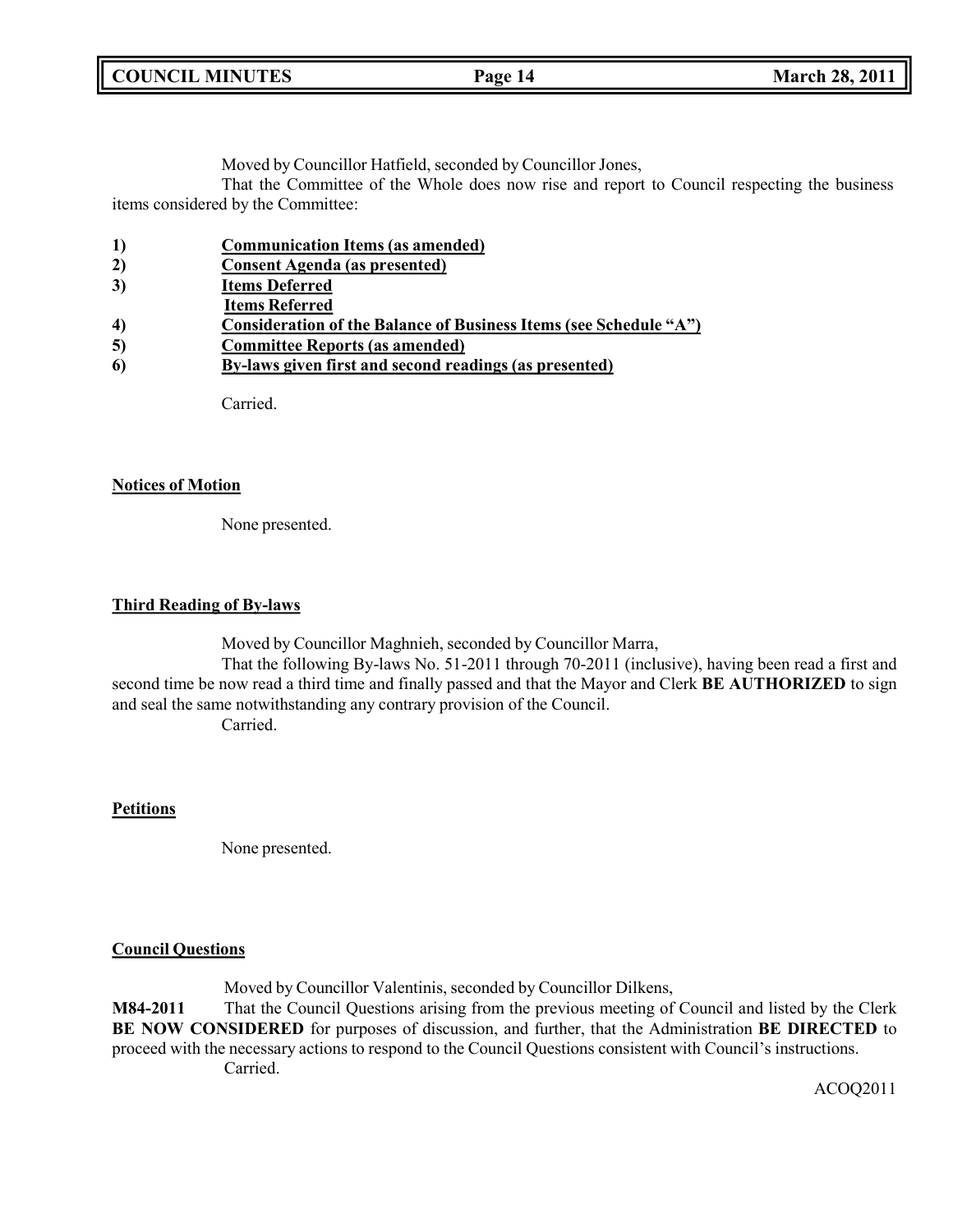Moved by Councillor Hatfield, seconded by Councillor Jones,

That the Committee of the Whole does now rise and report to Council respecting the business items considered by the Committee:

1) **Communication Items (as amended)**
2) **Consent Agenda (as presented)**
3) **Items Deferred**
   **Items Referred**
4) **Consideration of the Balance of Business Items (see Schedule "A")**
5) **Committee Reports (as amended)**
6) **By-laws given first and second readings (as presented)**

Carried.

**Notices of Motion**

None presented.

**Third Reading of By-laws**

Moved by Councillor Maghnieh, seconded by Councillor Marra,

That the following By-laws No. 51-2011 through 70-2011 (inclusive), having been read a first and second time be now read a third time and finally passed and that the Mayor and Clerk **BE AUTHORIZED** to sign and seal the same notwithstanding any contrary provision of the Council.

Carried.

**Petitions**

None presented.

**Council Questions**

Moved by Councillor Valentinis, seconded by Councillor Dilkens,

**M84-2011** That the Council Questions arising from the previous meeting of Council and listed by the Clerk **BE NOW CONSIDERED** for purposes of discussion, and further, that the Administration **BE DIRECTED** to proceed with the necessary actions to respond to the Council Questions consistent with Council's instructions.

Carried.

ACOQ2011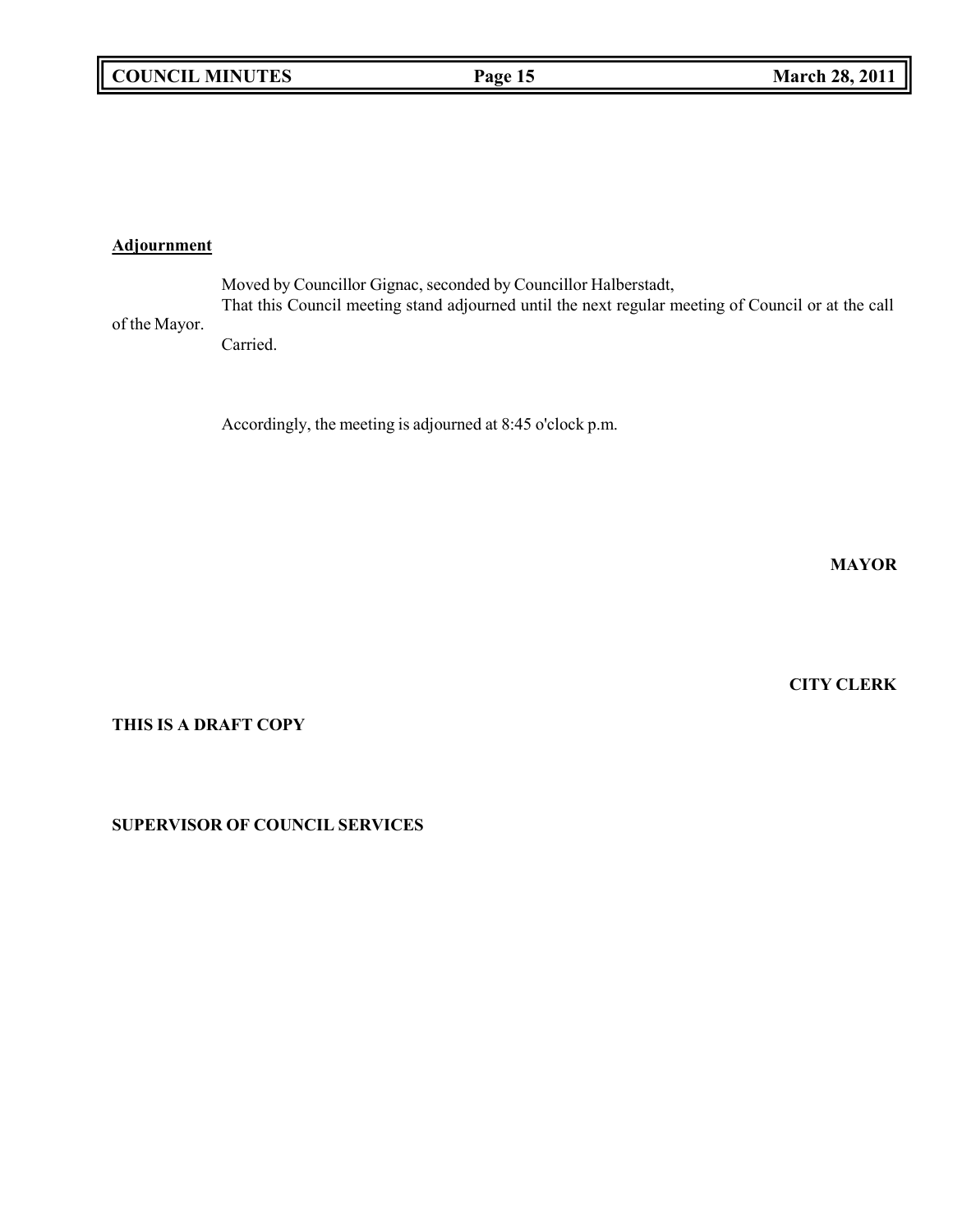**Adjournment**

Moved by Councillor Gignac, seconded by Councillor Halberstadt,
That this Council meeting stand adjourned until the next regular meeting of Council or at the call of the Mayor.
Carried.

Accordingly, the meeting is adjourned at 8:45 o'clock p.m.

**MAYOR**

**CITY CLERK**

**THIS IS A DRAFT COPY**

**SUPERVISOR OF COUNCIL SERVICES**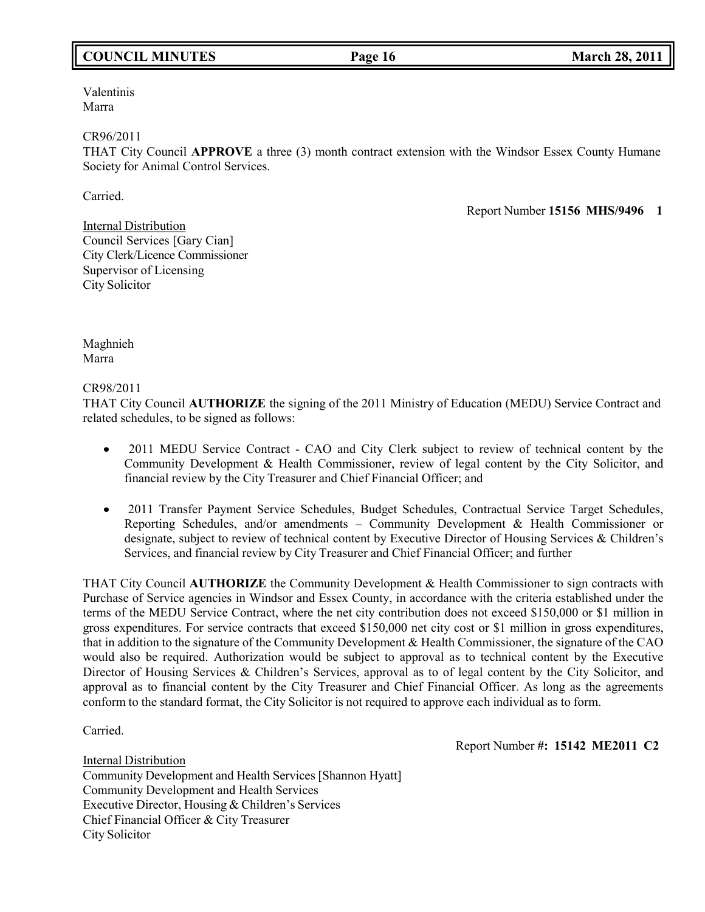Valentinis
Marra

CR96/2011
THAT City Council **APPROVE** a three (3) month contract extension with the Windsor Essex County Humane Society for Animal Control Services.

Carried.

Report Number **15156 MHS/9496 1**

Internal Distribution
Council Services [Gary Cian]
City Clerk/Licence Commissioner
Supervisor of Licensing
City Solicitor

Maghnieh
Marra

CR98/2011
THAT City Council **AUTHORIZE** the signing of the 2011 Ministry of Education (MEDU) Service Contract and related schedules, to be signed as follows:

- 2011 MEDU Service Contract - CAO and City Clerk subject to review of technical content by the Community Development & Health Commissioner, review of legal content by the City Solicitor, and financial review by the City Treasurer and Chief Financial Officer; and
- 2011 Transfer Payment Service Schedules, Budget Schedules, Contractual Service Target Schedules, Reporting Schedules, and/or amendments – Community Development & Health Commissioner or designate, subject to review of technical content by Executive Director of Housing Services & Children's Services, and financial review by City Treasurer and Chief Financial Officer; and further

THAT City Council **AUTHORIZE** the Community Development & Health Commissioner to sign contracts with Purchase of Service agencies in Windsor and Essex County, in accordance with the criteria established under the terms of the MEDU Service Contract, where the net city contribution does not exceed $150,000 or $1 million in gross expenditures. For service contracts that exceed $150,000 net city cost or $1 million in gross expenditures, that in addition to the signature of the Community Development & Health Commissioner, the signature of the CAO would also be required. Authorization would be subject to approval as to technical content by the Executive Director of Housing Services & Children's Services, approval as to of legal content by the City Solicitor, and approval as to financial content by the City Treasurer and Chief Financial Officer. As long as the agreements conform to the standard format, the City Solicitor is not required to approve each individual as to form.

Carried.

Report Number **#: 15142 ME2011 C2**

Internal Distribution
Community Development and Health Services [Shannon Hyatt]
Community Development and Health Services
Executive Director, Housing & Children's Services
Chief Financial Officer & City Treasurer
City Solicitor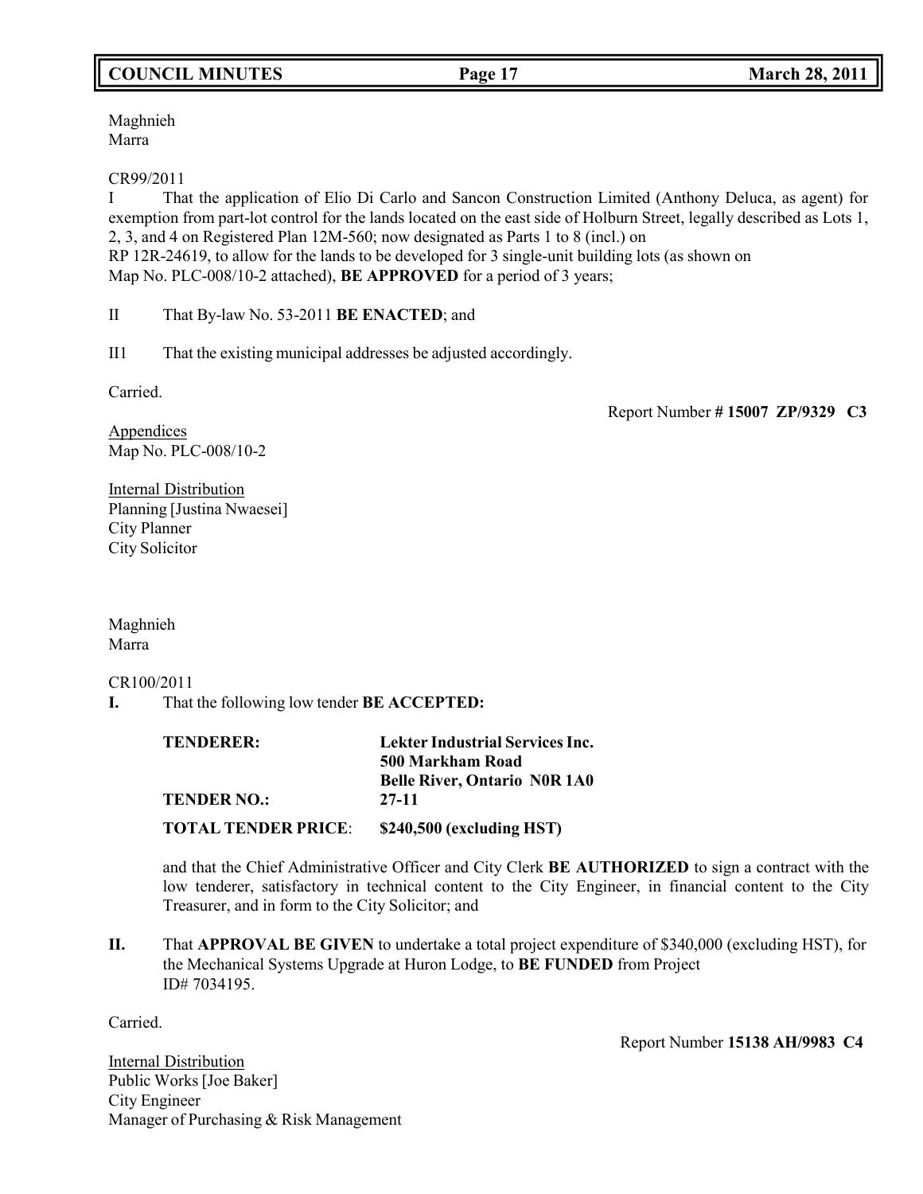Maghnieh
Marra

CR99/2011

I That the application of Elio Di Carlo and Sancon Construction Limited (Anthony Deluca, as agent) for exemption from part-lot control for the lands located on the east side of Holburn Street, legally described as Lots 1, 2, 3, and 4 on Registered Plan 12M-560; now designated as Parts 1 to 8 (incl.) on RP 12R-24619, to allow for the lands to be developed for 3 single-unit building lots (as shown on Map No. PLC-008/10-2 attached), **BE APPROVED** for a period of 3 years;

II That By-law No. 53-2011 **BE ENACTED**; and

II1 That the existing municipal addresses be adjusted accordingly.

Carried.

Report Number **# 15007 ZP/9329 C3**

Appendices
Map No. PLC-008/10-2

Internal Distribution
Planning [Justina Nwaesei]
City Planner
City Solicitor

Maghnieh
Marra

CR100/2011

**I.** That the following low tender **BE ACCEPTED:**

| | |
|---|---|
| **TENDERER:** | **Lekter Industrial Services Inc.**<br>**500 Markham Road**<br>**Belle River, Ontario N0R 1A0** |
| **TENDER NO.:** | **27-11** |
| **TOTAL TENDER PRICE**: | **$240,500 (excluding HST)** |

and that the Chief Administrative Officer and City Clerk **BE AUTHORIZED** to sign a contract with the low tenderer, satisfactory in technical content to the City Engineer, in financial content to the City Treasurer, and in form to the City Solicitor; and

**II.** That **APPROVAL BE GIVEN** to undertake a total project expenditure of $340,000 (excluding HST), for the Mechanical Systems Upgrade at Huron Lodge, to **BE FUNDED** from Project ID# 7034195.

Carried.

Report Number **15138 AH/9983 C4**

Internal Distribution
Public Works [Joe Baker]
City Engineer
Manager of Purchasing & Risk Management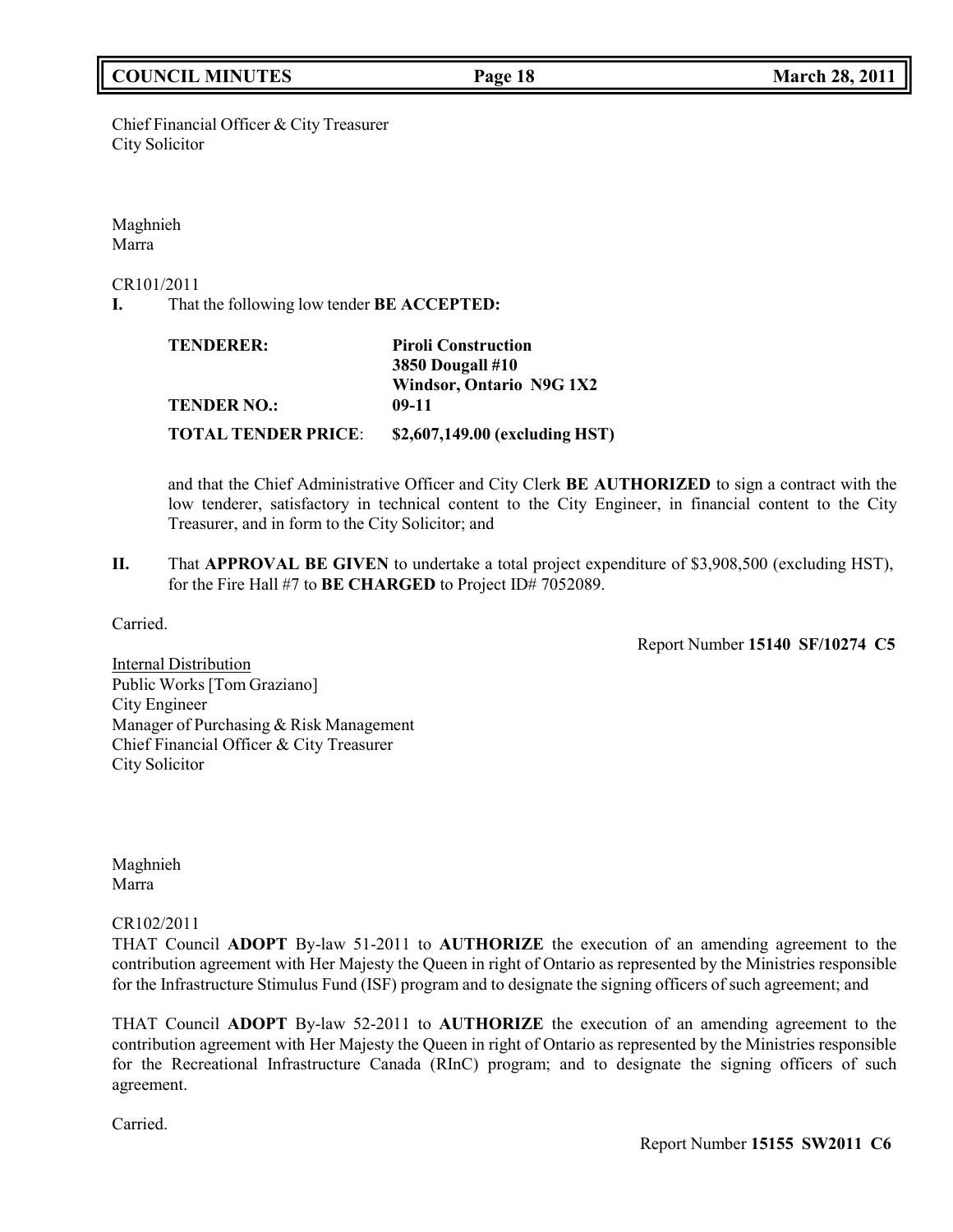Chief Financial Officer & City Treasurer
City Solicitor

Maghnieh
Marra

CR101/2011

**I.** That the following low tender **BE ACCEPTED:**

| | |
|---|---|
| **TENDERER:** | **Piroli Construction**<br>**3850 Dougall #10**<br>**Windsor, Ontario N9G 1X2** |
| **TENDER NO.:** | **09-11** |
| **TOTAL TENDER PRICE**: | **$2,607,149.00 (excluding HST)** |

and that the Chief Administrative Officer and City Clerk **BE AUTHORIZED** to sign a contract with the low tenderer, satisfactory in technical content to the City Engineer, in financial content to the City Treasurer, and in form to the City Solicitor; and

**II.** That **APPROVAL BE GIVEN** to undertake a total project expenditure of $3,908,500 (excluding HST), for the Fire Hall #7 to **BE CHARGED** to Project ID# 7052089.

Carried.

Report Number **15140 SF/10274 C5**

Internal Distribution
Public Works [Tom Graziano]
City Engineer
Manager of Purchasing & Risk Management
Chief Financial Officer & City Treasurer
City Solicitor

Maghnieh
Marra

CR102/2011

THAT Council **ADOPT** By-law 51-2011 to **AUTHORIZE** the execution of an amending agreement to the contribution agreement with Her Majesty the Queen in right of Ontario as represented by the Ministries responsible for the Infrastructure Stimulus Fund (ISF) program and to designate the signing officers of such agreement; and

THAT Council **ADOPT** By-law 52-2011 to **AUTHORIZE** the execution of an amending agreement to the contribution agreement with Her Majesty the Queen in right of Ontario as represented by the Ministries responsible for the Recreational Infrastructure Canada (RInC) program; and to designate the signing officers of such agreement.

Carried.

Report Number **15155 SW2011 C6**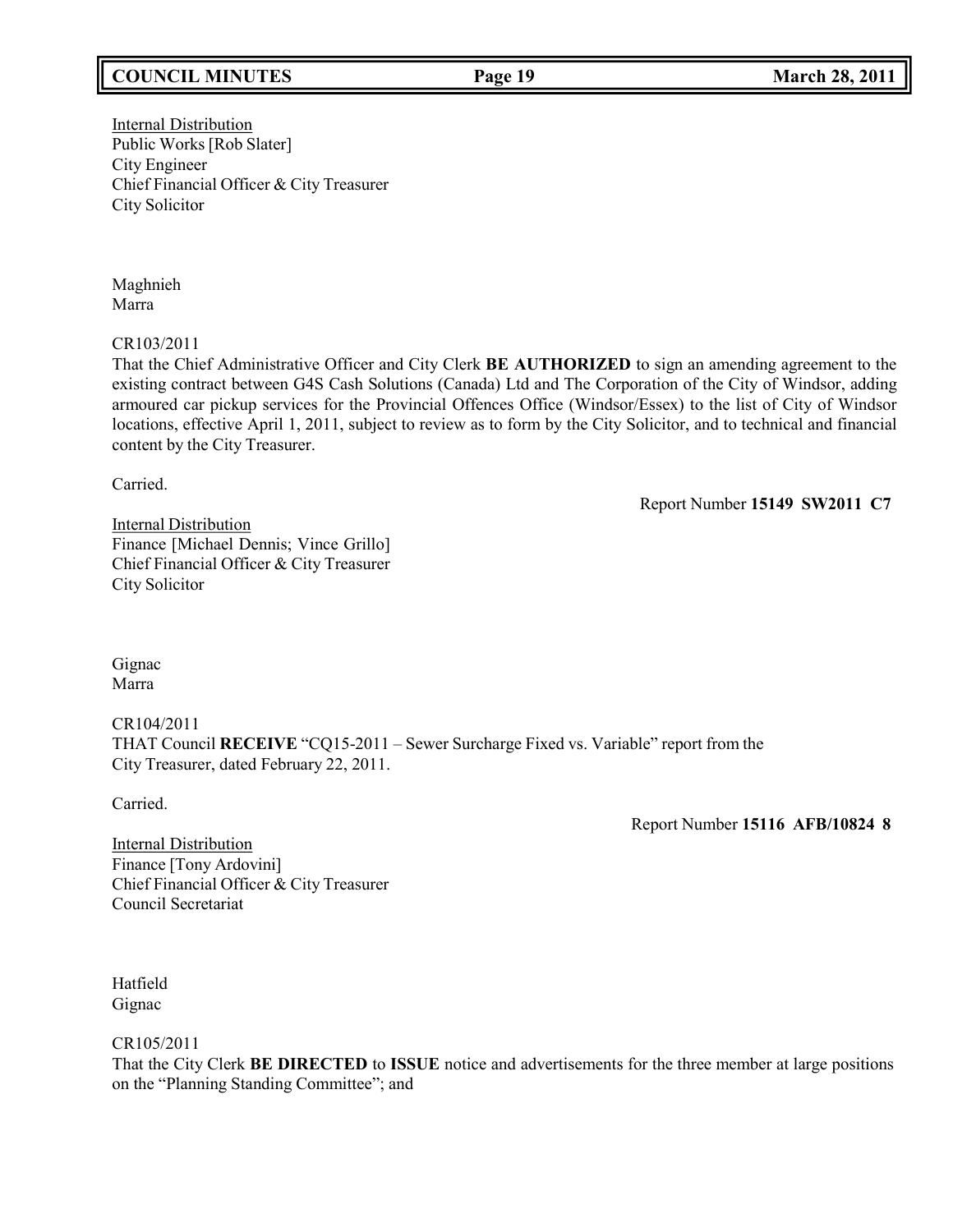Internal Distribution
Public Works [Rob Slater]
City Engineer
Chief Financial Officer & City Treasurer
City Solicitor

Maghnieh
Marra

CR103/2011
That the Chief Administrative Officer and City Clerk **BE AUTHORIZED** to sign an amending agreement to the existing contract between G4S Cash Solutions (Canada) Ltd and The Corporation of the City of Windsor, adding armoured car pickup services for the Provincial Offences Office (Windsor/Essex) to the list of City of Windsor locations, effective April 1, 2011, subject to review as to form by the City Solicitor, and to technical and financial content by the City Treasurer.

Carried.

Report Number **15149 SW2011 C7**

Internal Distribution
Finance [Michael Dennis; Vince Grillo]
Chief Financial Officer & City Treasurer
City Solicitor

Gignac
Marra

CR104/2011
THAT Council **RECEIVE** "CQ15-2011 – Sewer Surcharge Fixed vs. Variable" report from the City Treasurer, dated February 22, 2011.

Carried.

Report Number **15116 AFB/10824 8**

Internal Distribution
Finance [Tony Ardovini]
Chief Financial Officer & City Treasurer
Council Secretariat

Hatfield
Gignac

CR105/2011
That the City Clerk **BE DIRECTED** to **ISSUE** notice and advertisements for the three member at large positions on the "Planning Standing Committee"; and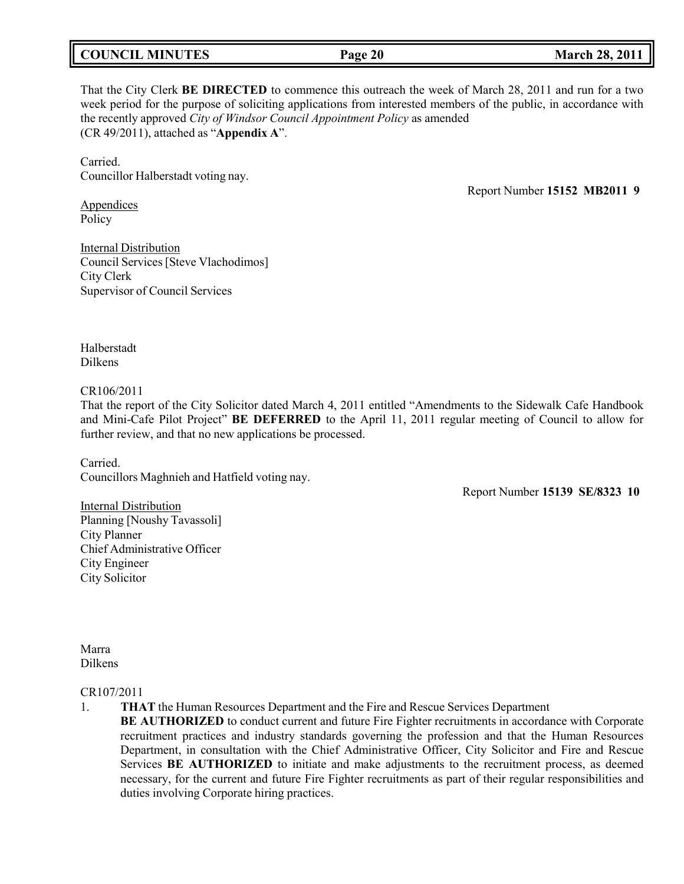That the City Clerk **BE DIRECTED** to commence this outreach the week of March 28, 2011 and run for a two week period for the purpose of soliciting applications from interested members of the public, in accordance with the recently approved *City of Windsor Council Appointment Policy* as amended (CR 49/2011), attached as "**Appendix A**".

Carried.
Councillor Halberstadt voting nay.

Report Number **15152 MB2011 9**

Appendices
Policy

Internal Distribution
Council Services [Steve Vlachodimos]
City Clerk
Supervisor of Council Services

Halberstadt
Dilkens

CR106/2011
That the report of the City Solicitor dated March 4, 2011 entitled "Amendments to the Sidewalk Cafe Handbook and Mini-Cafe Pilot Project" **BE DEFERRED** to the April 11, 2011 regular meeting of Council to allow for further review, and that no new applications be processed.

Carried.
Councillors Maghnieh and Hatfield voting nay.

Report Number **15139 SE/8323 10**

Internal Distribution
Planning [Noushy Tavassoli]
City Planner
Chief Administrative Officer
City Engineer
City Solicitor

Marra
Dilkens

CR107/2011

1. **THAT** the Human Resources Department and the Fire and Rescue Services Department **BE AUTHORIZED** to conduct current and future Fire Fighter recruitments in accordance with Corporate recruitment practices and industry standards governing the profession and that the Human Resources Department, in consultation with the Chief Administrative Officer, City Solicitor and Fire and Rescue Services **BE AUTHORIZED** to initiate and make adjustments to the recruitment process, as deemed necessary, for the current and future Fire Fighter recruitments as part of their regular responsibilities and duties involving Corporate hiring practices.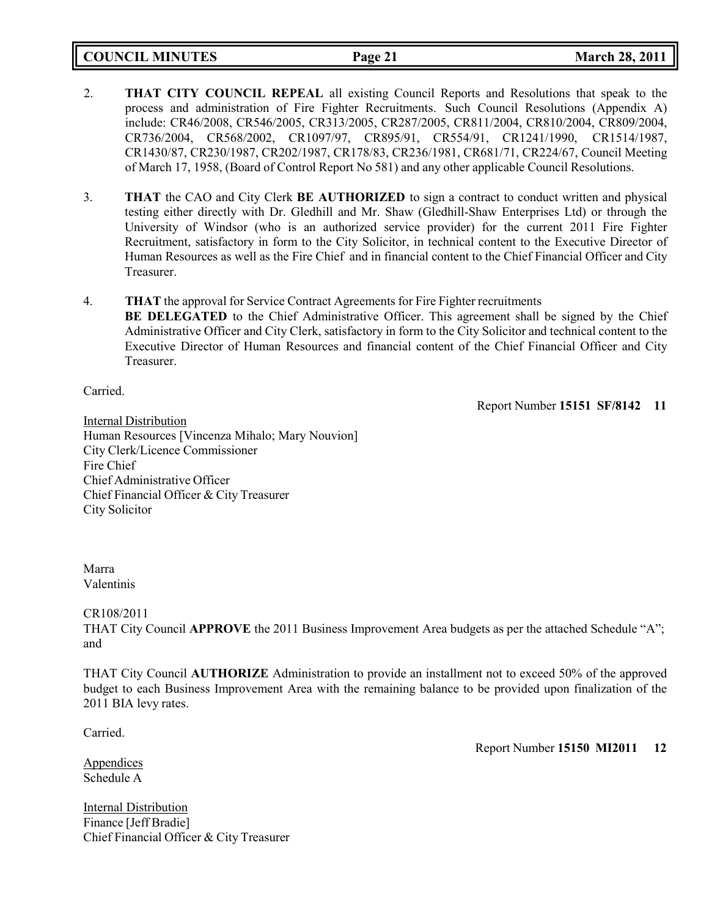2. **THAT CITY COUNCIL REPEAL** all existing Council Reports and Resolutions that speak to the process and administration of Fire Fighter Recruitments. Such Council Resolutions (Appendix A) include: CR46/2008, CR546/2005, CR313/2005, CR287/2005, CR811/2004, CR810/2004, CR809/2004, CR736/2004, CR568/2002, CR1097/97, CR895/91, CR554/91, CR1241/1990, CR1514/1987, CR1430/87, CR230/1987, CR202/1987, CR178/83, CR236/1981, CR681/71, CR224/67, Council Meeting of March 17, 1958, (Board of Control Report No 581) and any other applicable Council Resolutions.

3. **THAT** the CAO and City Clerk **BE AUTHORIZED** to sign a contract to conduct written and physical testing either directly with Dr. Gledhill and Mr. Shaw (Gledhill-Shaw Enterprises Ltd) or through the University of Windsor (who is an authorized service provider) for the current 2011 Fire Fighter Recruitment, satisfactory in form to the City Solicitor, in technical content to the Executive Director of Human Resources as well as the Fire Chief and in financial content to the Chief Financial Officer and City Treasurer.

4. **THAT** the approval for Service Contract Agreements for Fire Fighter recruitments **BE DELEGATED** to the Chief Administrative Officer. This agreement shall be signed by the Chief Administrative Officer and City Clerk, satisfactory in form to the City Solicitor and technical content to the Executive Director of Human Resources and financial content of the Chief Financial Officer and City Treasurer.

Carried.

Report Number **15151 SF/8142 11**

Internal Distribution
Human Resources [Vincenza Mihalo; Mary Nouvion]
City Clerk/Licence Commissioner
Fire Chief
Chief Administrative Officer
Chief Financial Officer & City Treasurer
City Solicitor

Marra
Valentinis

CR108/2011
THAT City Council **APPROVE** the 2011 Business Improvement Area budgets as per the attached Schedule "A"; and

THAT City Council **AUTHORIZE** Administration to provide an installment not to exceed 50% of the approved budget to each Business Improvement Area with the remaining balance to be provided upon finalization of the 2011 BIA levy rates.

Carried.

Report Number **15150 MI2011 12**

Appendices
Schedule A

Internal Distribution
Finance [Jeff Bradie]
Chief Financial Officer & City Treasurer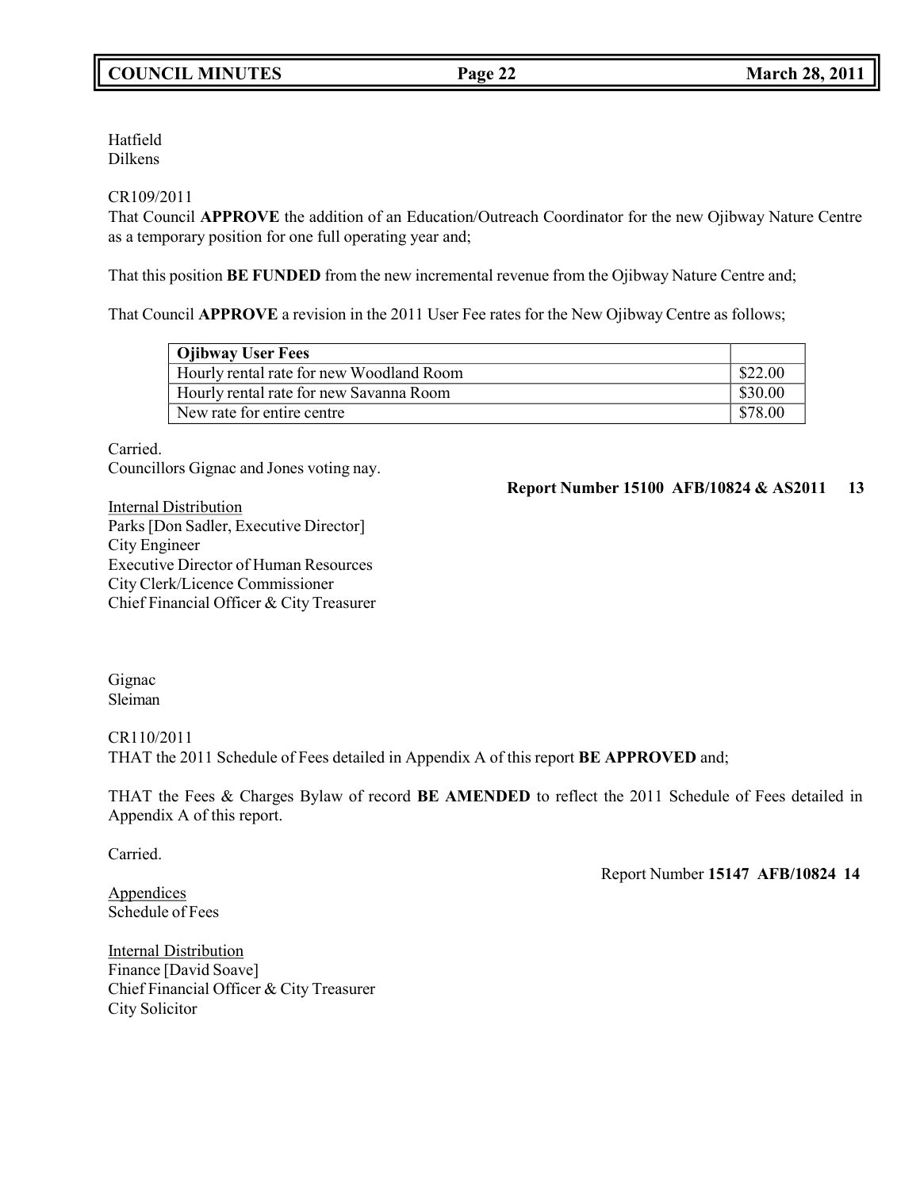Hatfield
Dilkens

CR109/2011
That Council **APPROVE** the addition of an Education/Outreach Coordinator for the new Ojibway Nature Centre as a temporary position for one full operating year and;

That this position **BE FUNDED** from the new incremental revenue from the Ojibway Nature Centre and;

That Council **APPROVE** a revision in the 2011 User Fee rates for the New Ojibway Centre as follows;

| **Ojibway User Fees** | |
|---|---|
| Hourly rental rate for new Woodland Room | \$22.00 |
| Hourly rental rate for new Savanna Room | \$30.00 |
| New rate for entire centre | \$78.00 |

Carried.
Councillors Gignac and Jones voting nay.

**Report Number 15100 AFB/10824 & AS2011 13**

Internal Distribution
Parks [Don Sadler, Executive Director]
City Engineer
Executive Director of Human Resources
City Clerk/Licence Commissioner
Chief Financial Officer & City Treasurer

Gignac
Sleiman

CR110/2011
THAT the 2011 Schedule of Fees detailed in Appendix A of this report **BE APPROVED** and;

THAT the Fees & Charges Bylaw of record **BE AMENDED** to reflect the 2011 Schedule of Fees detailed in Appendix A of this report.

Carried.

Report Number **15147 AFB/10824 14**

Appendices
Schedule of Fees

Internal Distribution
Finance [David Soave]
Chief Financial Officer & City Treasurer
City Solicitor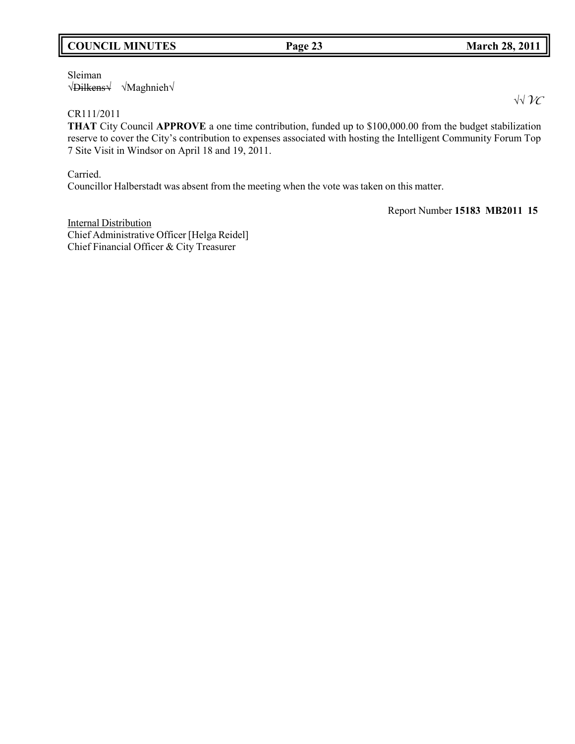Sleiman
√~~Dilkens√~~ √Maghnieh√

√√ *VC*

CR111/2011

**THAT** City Council **APPROVE** a one time contribution, funded up to $100,000.00 from the budget stabilization reserve to cover the City's contribution to expenses associated with hosting the Intelligent Community Forum Top 7 Site Visit in Windsor on April 18 and 19, 2011.

Carried.

Councillor Halberstadt was absent from the meeting when the vote was taken on this matter.

Report Number **15183 MB2011 15**

<u>Internal Distribution</u>
Chief Administrative Officer [Helga Reidel]
Chief Financial Officer & City Treasurer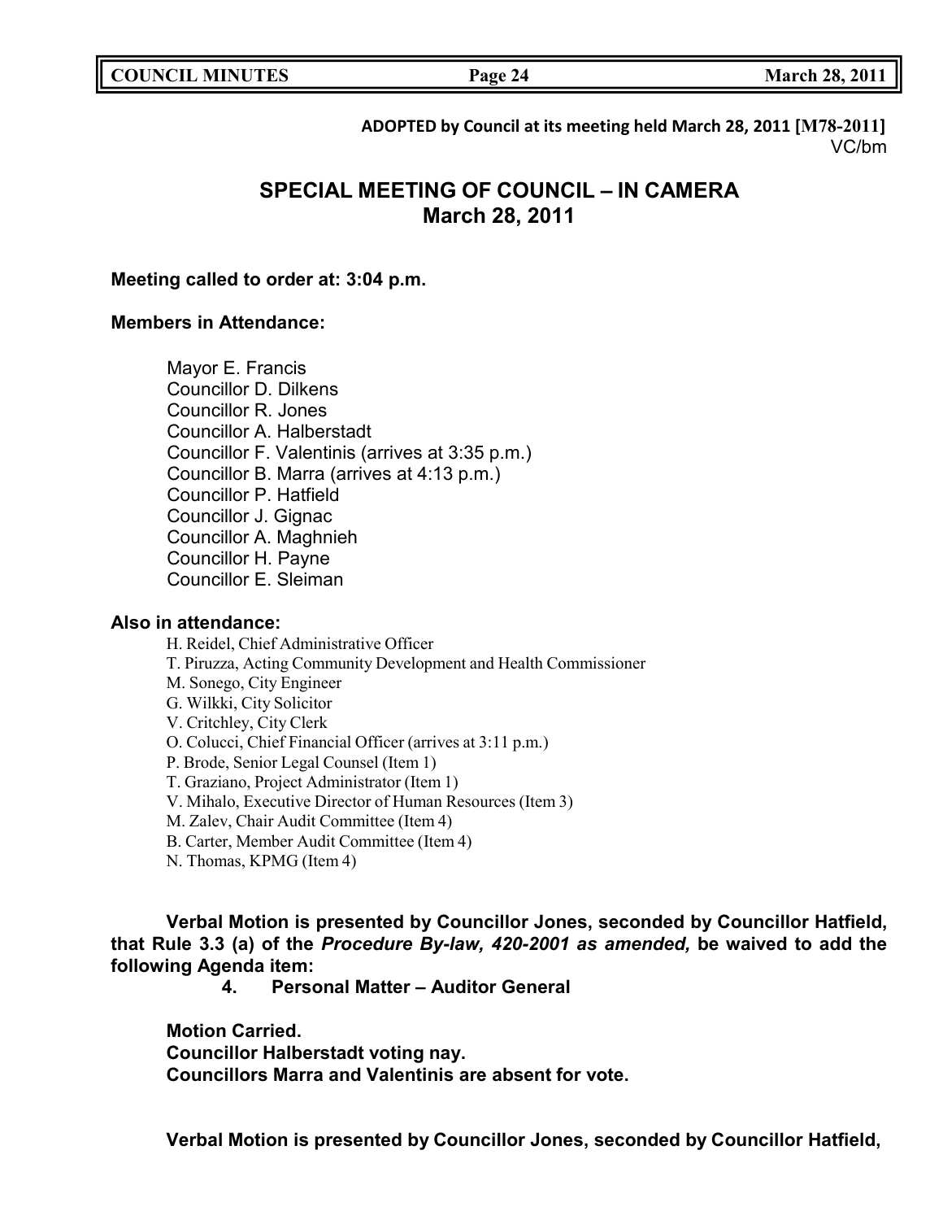**ADOPTED by Council at its meeting held March 28, 2011 [M78-2011]**
VC/bm

## SPECIAL MEETING OF COUNCIL – IN CAMERA
## March 28, 2011

**Meeting called to order at: 3:04 p.m.**

**Members in Attendance:**

Mayor E. Francis
Councillor D. Dilkens
Councillor R. Jones
Councillor A. Halberstadt
Councillor F. Valentinis (arrives at 3:35 p.m.)
Councillor B. Marra (arrives at 4:13 p.m.)
Councillor P. Hatfield
Councillor J. Gignac
Councillor A. Maghnieh
Councillor H. Payne
Councillor E. Sleiman

**Also in attendance:**

H. Reidel, Chief Administrative Officer
T. Piruzza, Acting Community Development and Health Commissioner
M. Sonego, City Engineer
G. Wilkki, City Solicitor
V. Critchley, City Clerk
O. Colucci, Chief Financial Officer (arrives at 3:11 p.m.)
P. Brode, Senior Legal Counsel (Item 1)
T. Graziano, Project Administrator (Item 1)
V. Mihalo, Executive Director of Human Resources (Item 3)
M. Zalev, Chair Audit Committee (Item 4)
B. Carter, Member Audit Committee (Item 4)
N. Thomas, KPMG (Item 4)

**Verbal Motion is presented by Councillor Jones, seconded by Councillor Hatfield, that Rule 3.3 (a) of the *Procedure By-law, 420-2001 as amended,* be waived to add the following Agenda item:**

**4. Personal Matter – Auditor General**

**Motion Carried.**
**Councillor Halberstadt voting nay.**
**Councillors Marra and Valentinis are absent for vote.**

**Verbal Motion is presented by Councillor Jones, seconded by Councillor Hatfield,**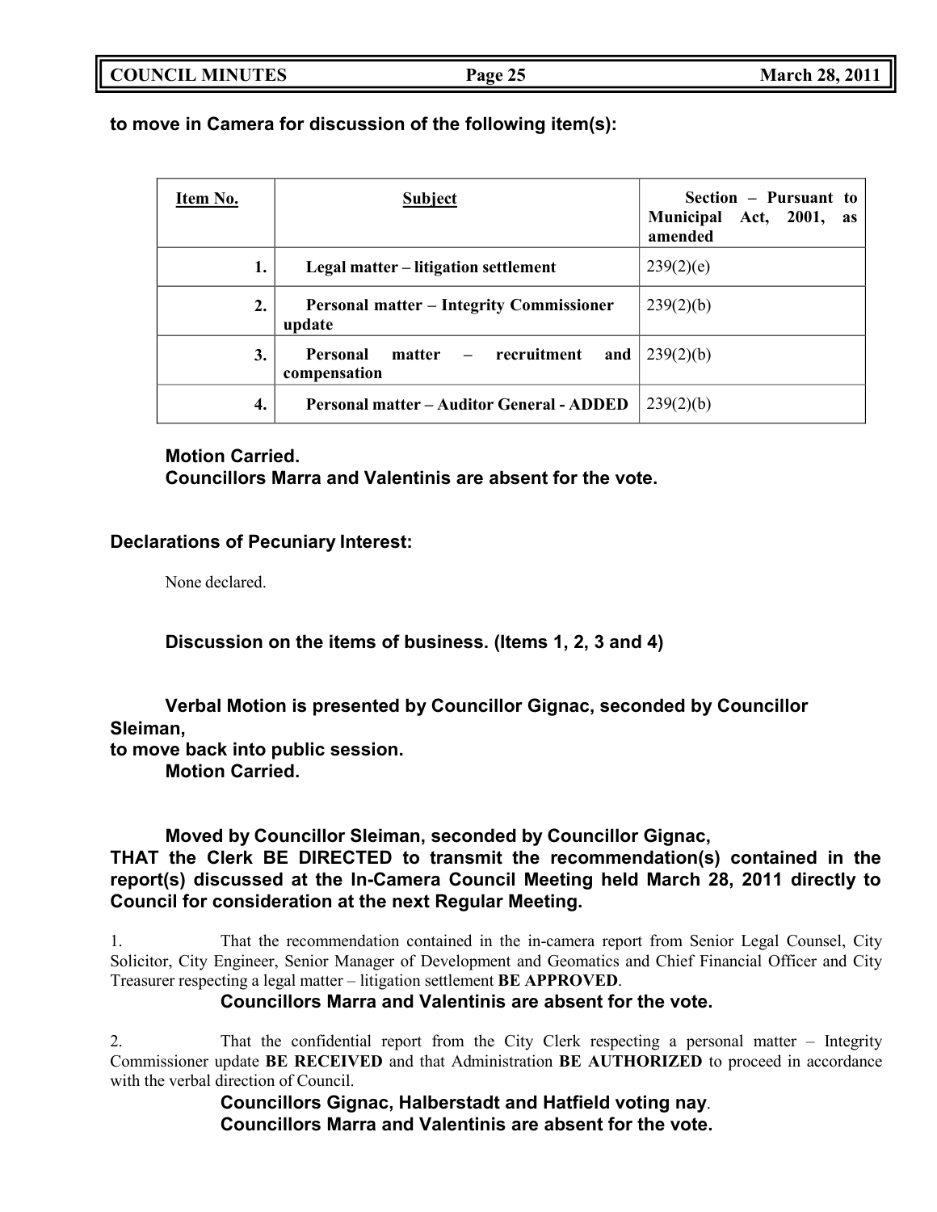**to move in Camera for discussion of the following item(s):**

| Item No. | Subject | Section – Pursuant to Municipal Act, 2001, as amended |
|---|---|---|
| 1. | Legal matter – litigation settlement | 239(2)(e) |
| 2. | Personal matter – Integrity Commissioner update | 239(2)(b) |
| 3. | Personal matter – recruitment and compensation | 239(2)(b) |
| 4. | Personal matter – Auditor General - ADDED | 239(2)(b) |

**Motion Carried.**
**Councillors Marra and Valentinis are absent for the vote.**

**Declarations of Pecuniary Interest:**

None declared.

**Discussion on the items of business. (Items 1, 2, 3 and 4)**

**Verbal Motion is presented by Councillor Gignac, seconded by Councillor Sleiman,**
**to move back into public session.**
**Motion Carried.**

**Moved by Councillor Sleiman, seconded by Councillor Gignac,**
**THAT the Clerk BE DIRECTED to transmit the recommendation(s) contained in the report(s) discussed at the In-Camera Council Meeting held March 28, 2011 directly to Council for consideration at the next Regular Meeting.**

1. That the recommendation contained in the in-camera report from Senior Legal Counsel, City Solicitor, City Engineer, Senior Manager of Development and Geomatics and Chief Financial Officer and City Treasurer respecting a legal matter – litigation settlement **BE APPROVED**.

**Councillors Marra and Valentinis are absent for the vote.**

2. That the confidential report from the City Clerk respecting a personal matter – Integrity Commissioner update **BE RECEIVED** and that Administration **BE AUTHORIZED** to proceed in accordance with the verbal direction of Council.

**Councillors Gignac, Halberstadt and Hatfield voting nay.**
**Councillors Marra and Valentinis are absent for the vote.**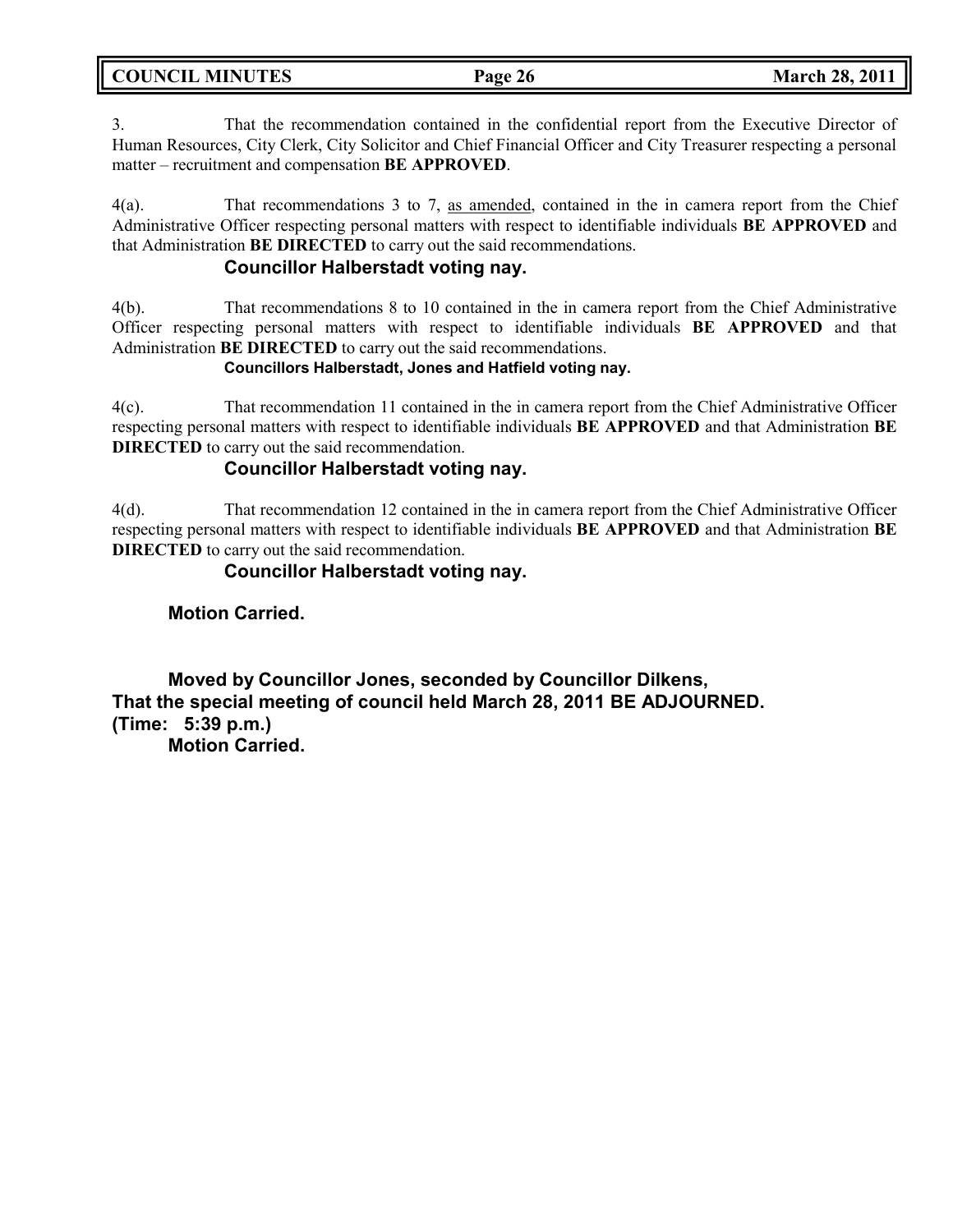3. That the recommendation contained in the confidential report from the Executive Director of Human Resources, City Clerk, City Solicitor and Chief Financial Officer and City Treasurer respecting a personal matter – recruitment and compensation **BE APPROVED**.

4(a). That recommendations 3 to 7, as amended, contained in the in camera report from the Chief Administrative Officer respecting personal matters with respect to identifiable individuals **BE APPROVED** and that Administration **BE DIRECTED** to carry out the said recommendations.

**Councillor Halberstadt voting nay.**

4(b). That recommendations 8 to 10 contained in the in camera report from the Chief Administrative Officer respecting personal matters with respect to identifiable individuals **BE APPROVED** and that Administration **BE DIRECTED** to carry out the said recommendations.

**Councillors Halberstadt, Jones and Hatfield voting nay.**

4(c). That recommendation 11 contained in the in camera report from the Chief Administrative Officer respecting personal matters with respect to identifiable individuals **BE APPROVED** and that Administration **BE DIRECTED** to carry out the said recommendation.

**Councillor Halberstadt voting nay.**

4(d). That recommendation 12 contained in the in camera report from the Chief Administrative Officer respecting personal matters with respect to identifiable individuals **BE APPROVED** and that Administration **BE DIRECTED** to carry out the said recommendation.

**Councillor Halberstadt voting nay.**

**Motion Carried.**

**Moved by Councillor Jones, seconded by Councillor Dilkens,**
**That the special meeting of council held March 28, 2011 BE ADJOURNED.**
**(Time: 5:39 p.m.)**
**Motion Carried.**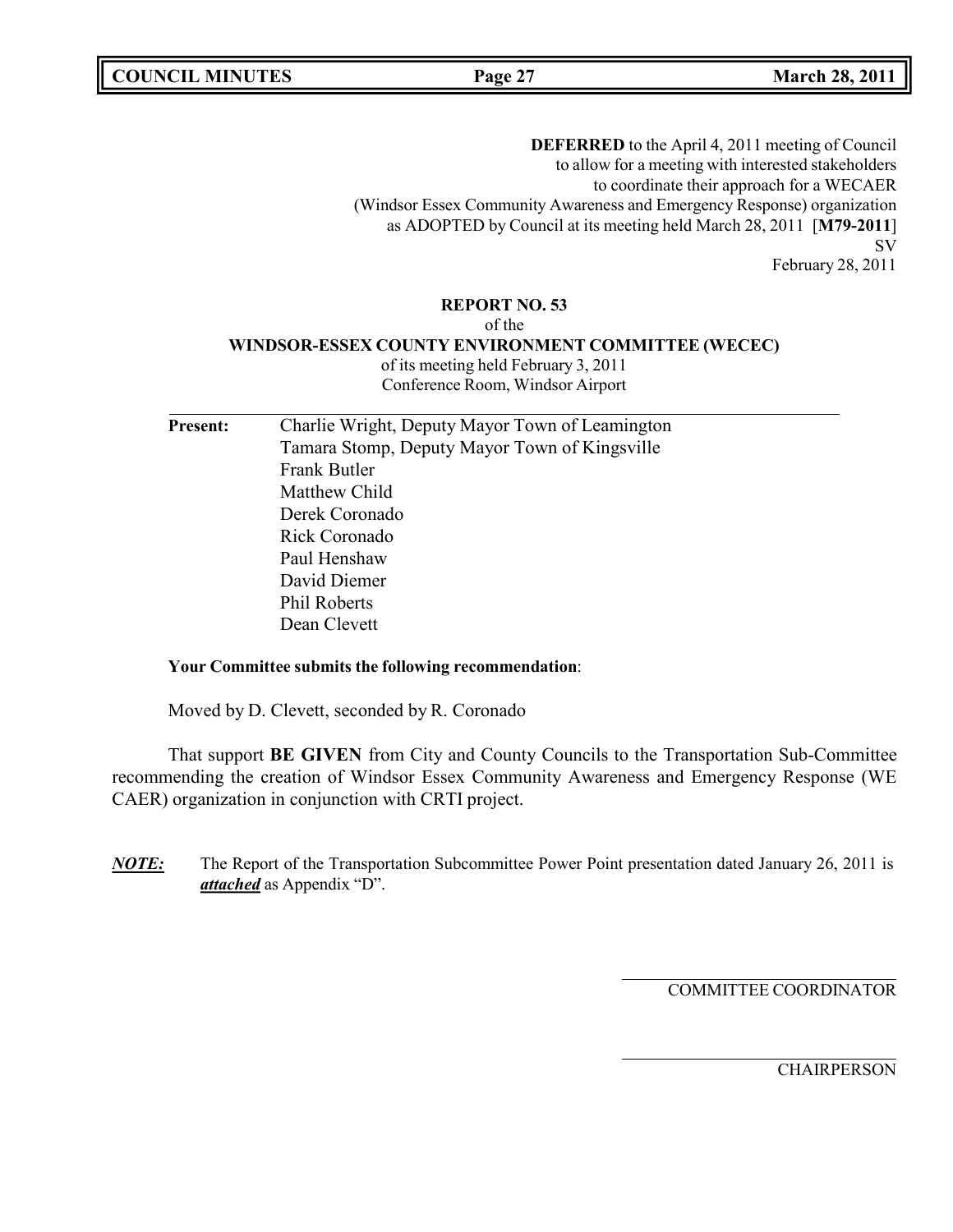**DEFERRED** to the April 4, 2011 meeting of Council
to allow for a meeting with interested stakeholders
to coordinate their approach for a WECAER
(Windsor Essex Community Awareness and Emergency Response) organization
as ADOPTED by Council at its meeting held March 28, 2011 [**M79-2011**]
SV
February 28, 2011

**REPORT NO. 53**
of the
**WINDSOR-ESSEX COUNTY ENVIRONMENT COMMITTEE (WECEC)**
of its meeting held February 3, 2011
Conference Room, Windsor Airport

**Present:**
Charlie Wright, Deputy Mayor Town of Leamington
Tamara Stomp, Deputy Mayor Town of Kingsville
Frank Butler
Matthew Child
Derek Coronado
Rick Coronado
Paul Henshaw
David Diemer
Phil Roberts
Dean Clevett

**Your Committee submits the following recommendation**:

Moved by D. Clevett, seconded by R. Coronado

That support **BE GIVEN** from City and County Councils to the Transportation Sub-Committee recommending the creation of Windsor Essex Community Awareness and Emergency Response (WE CAER) organization in conjunction with CRTI project.

***NOTE:*** The Report of the Transportation Subcommittee Power Point presentation dated January 26, 2011 is ***attached*** as Appendix "D".

COMMITTEE COORDINATOR

CHAIRPERSON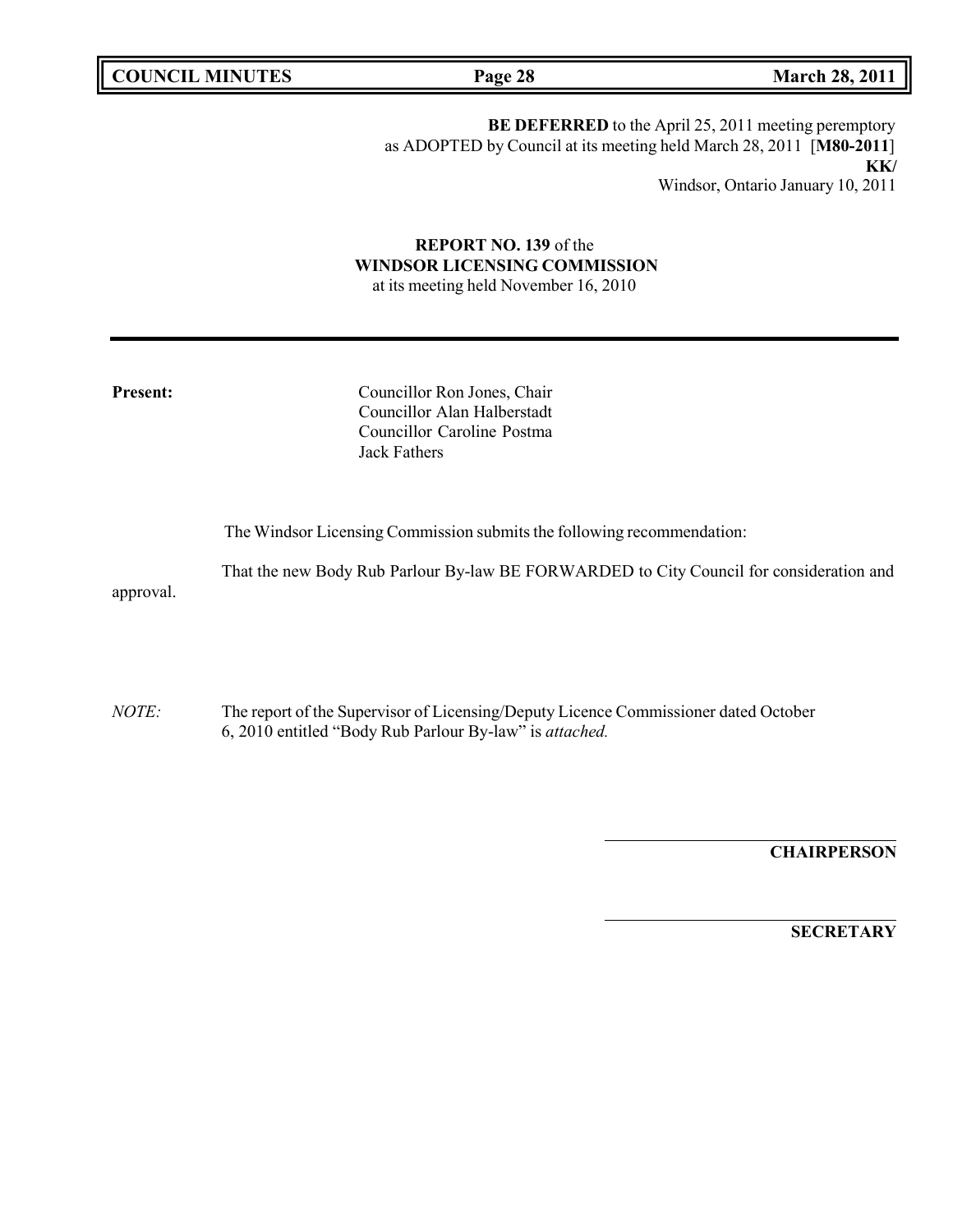**BE DEFERRED** to the April 25, 2011 meeting peremptory as ADOPTED by Council at its meeting held March 28, 2011 [**M80-2011**]

**KK/**

Windsor, Ontario January 10, 2011

**REPORT NO. 139** of the
**WINDSOR LICENSING COMMISSION**
at its meeting held November 16, 2010

---

**Present:**

Councillor Ron Jones, Chair
Councillor Alan Halberstadt
Councillor Caroline Postma
Jack Fathers

The Windsor Licensing Commission submits the following recommendation:

That the new Body Rub Parlour By-law BE FORWARDED to City Council for consideration and approval.

*NOTE:* The report of the Supervisor of Licensing/Deputy Licence Commissioner dated October 6, 2010 entitled "Body Rub Parlour By-law" is *attached.*

**CHAIRPERSON**

**SECRETARY**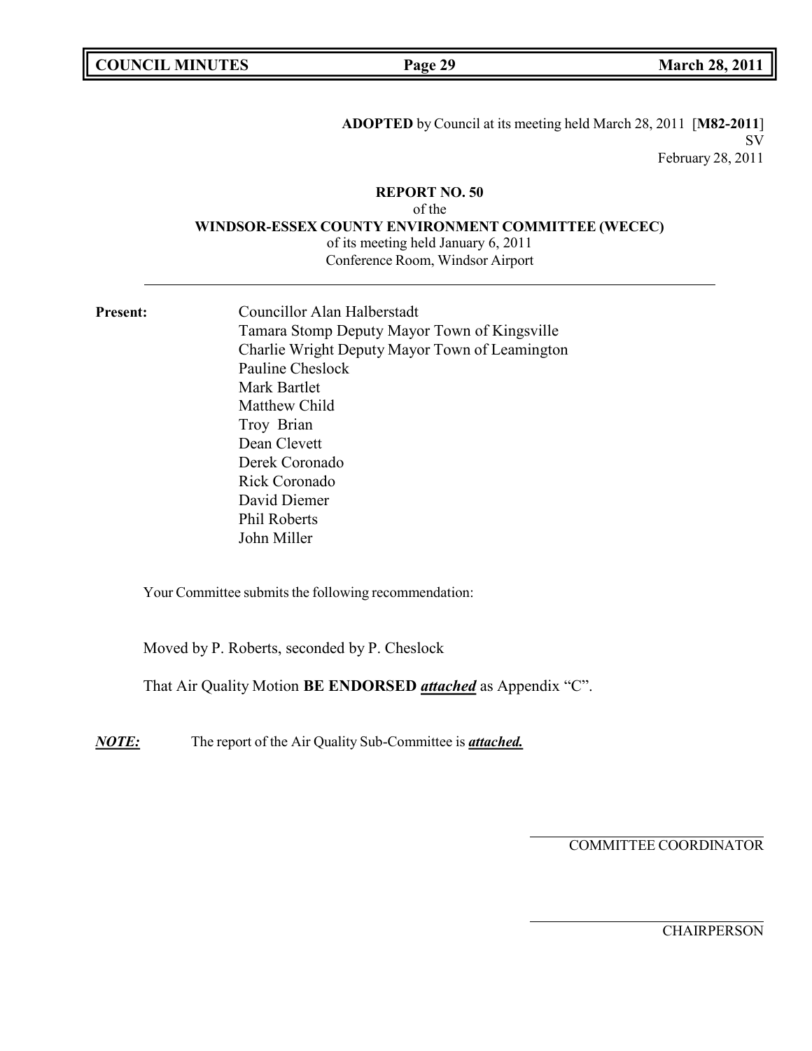**ADOPTED** by Council at its meeting held March 28, 2011 [**M82-2011**]
SV
February 28, 2011

**REPORT NO. 50**
of the
**WINDSOR-ESSEX COUNTY ENVIRONMENT COMMITTEE (WECEC)**
of its meeting held January 6, 2011
Conference Room, Windsor Airport

---

**Present:**

Councillor Alan Halberstadt
Tamara Stomp Deputy Mayor Town of Kingsville
Charlie Wright Deputy Mayor Town of Leamington
Pauline Cheslock
Mark Bartlet
Matthew Child
Troy Brian
Dean Clevett
Derek Coronado
Rick Coronado
David Diemer
Phil Roberts
John Miller

Your Committee submits the following recommendation:

Moved by P. Roberts, seconded by P. Cheslock

That Air Quality Motion **BE ENDORSED** ***attached*** as Appendix "C".

***NOTE:*** The report of the Air Quality Sub-Committee is ***attached.***

COMMITTEE COORDINATOR

CHAIRPERSON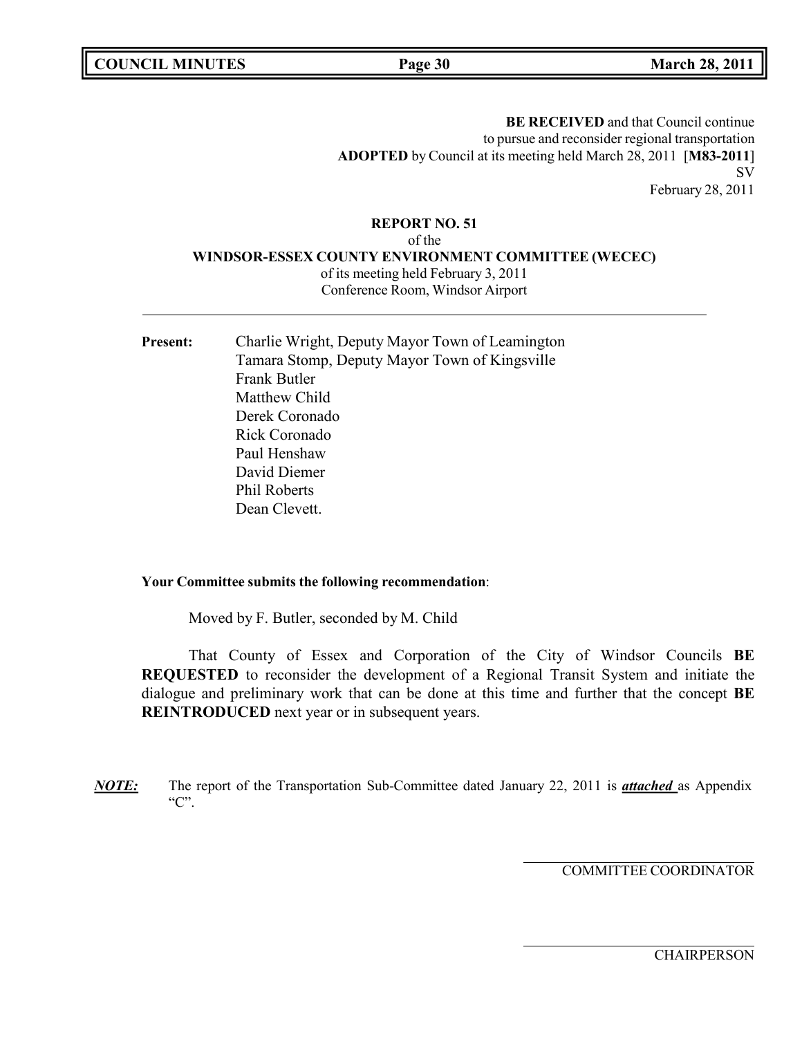**BE RECEIVED** and that Council continue to pursue and reconsider regional transportation
**ADOPTED** by Council at its meeting held March 28, 2011 [**M83-2011**]
SV
February 28, 2011

**REPORT NO. 51**
of the
**WINDSOR-ESSEX COUNTY ENVIRONMENT COMMITTEE (WECEC)**
of its meeting held February 3, 2011
Conference Room, Windsor Airport

---

**Present:**
Charlie Wright, Deputy Mayor Town of Leamington
Tamara Stomp, Deputy Mayor Town of Kingsville
Frank Butler
Matthew Child
Derek Coronado
Rick Coronado
Paul Henshaw
David Diemer
Phil Roberts
Dean Clevett.

**Your Committee submits the following recommendation**:

Moved by F. Butler, seconded by M. Child

That County of Essex and Corporation of the City of Windsor Councils **BE REQUESTED** to reconsider the development of a Regional Transit System and initiate the dialogue and preliminary work that can be done at this time and further that the concept **BE REINTRODUCED** next year or in subsequent years.

***NOTE:*** The report of the Transportation Sub-Committee dated January 22, 2011 is ***attached*** as Appendix "C".

COMMITTEE COORDINATOR

CHAIRPERSON